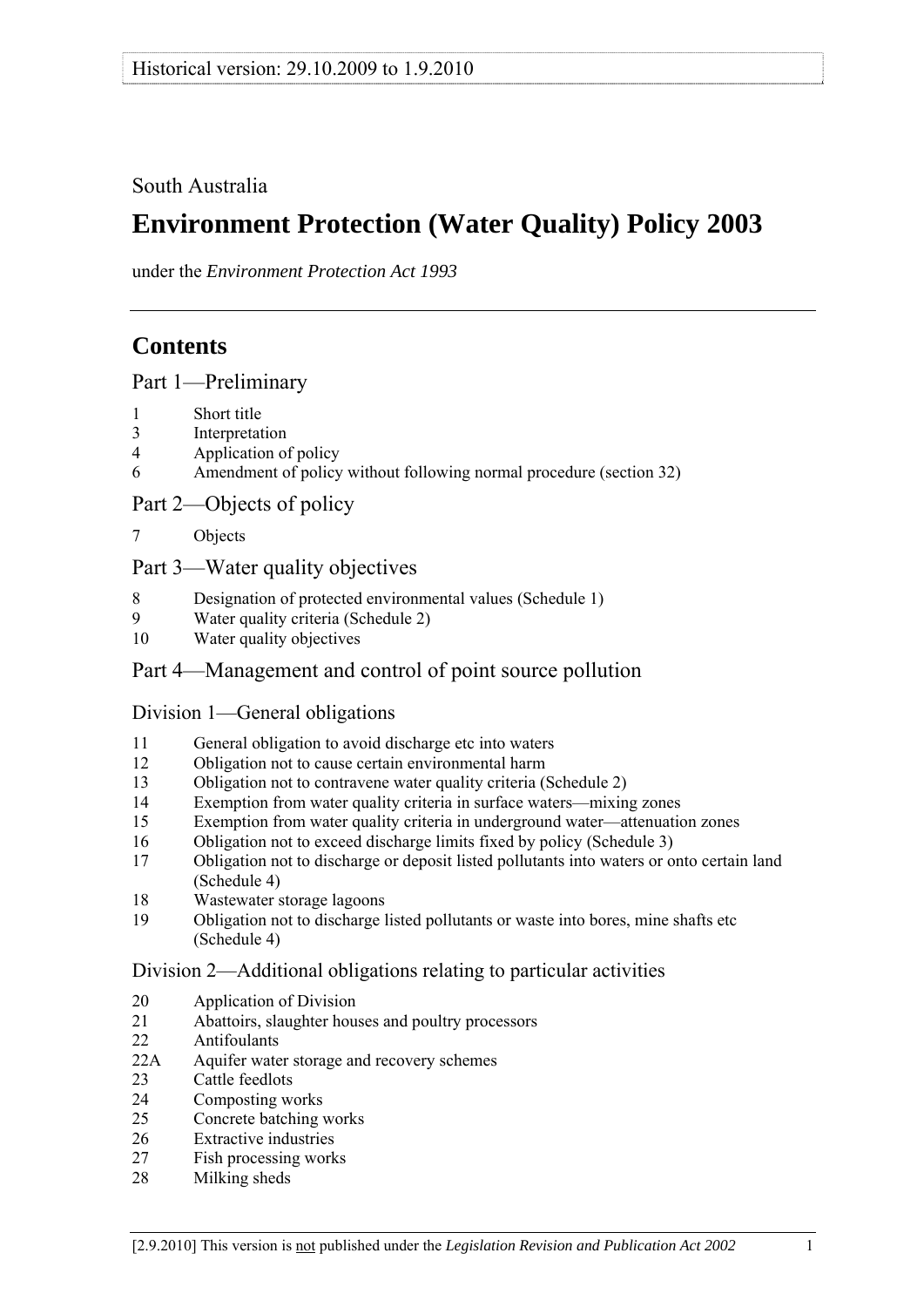South Australia

# Environment Protection (Water Quality) Policy 2003

under the *Environment Protection Act 1993*

## Contents

### Part 1—Preliminary

1 Short title
3 Interpretation
4 Application of policy
6 Amendment of policy without following normal procedure (section 32)

### Part 2—Objects of policy

7 Objects

### Part 3—Water quality objectives

8 Designation of protected environmental values (Schedule 1)
9 Water quality criteria (Schedule 2)
10 Water quality objectives

### Part 4—Management and control of point source pollution

#### Division 1—General obligations

11 General obligation to avoid discharge etc into waters
12 Obligation not to cause certain environmental harm
13 Obligation not to contravene water quality criteria (Schedule 2)
14 Exemption from water quality criteria in surface waters—mixing zones
15 Exemption from water quality criteria in underground water—attenuation zones
16 Obligation not to exceed discharge limits fixed by policy (Schedule 3)
17 Obligation not to discharge or deposit listed pollutants into waters or onto certain land (Schedule 4)
18 Wastewater storage lagoons
19 Obligation not to discharge listed pollutants or waste into bores, mine shafts etc (Schedule 4)

#### Division 2—Additional obligations relating to particular activities

20 Application of Division
21 Abattoirs, slaughter houses and poultry processors
22 Antifoulants
22A Aquifer water storage and recovery schemes
23 Cattle feedlots
24 Composting works
25 Concrete batching works
26 Extractive industries
27 Fish processing works
28 Milking sheds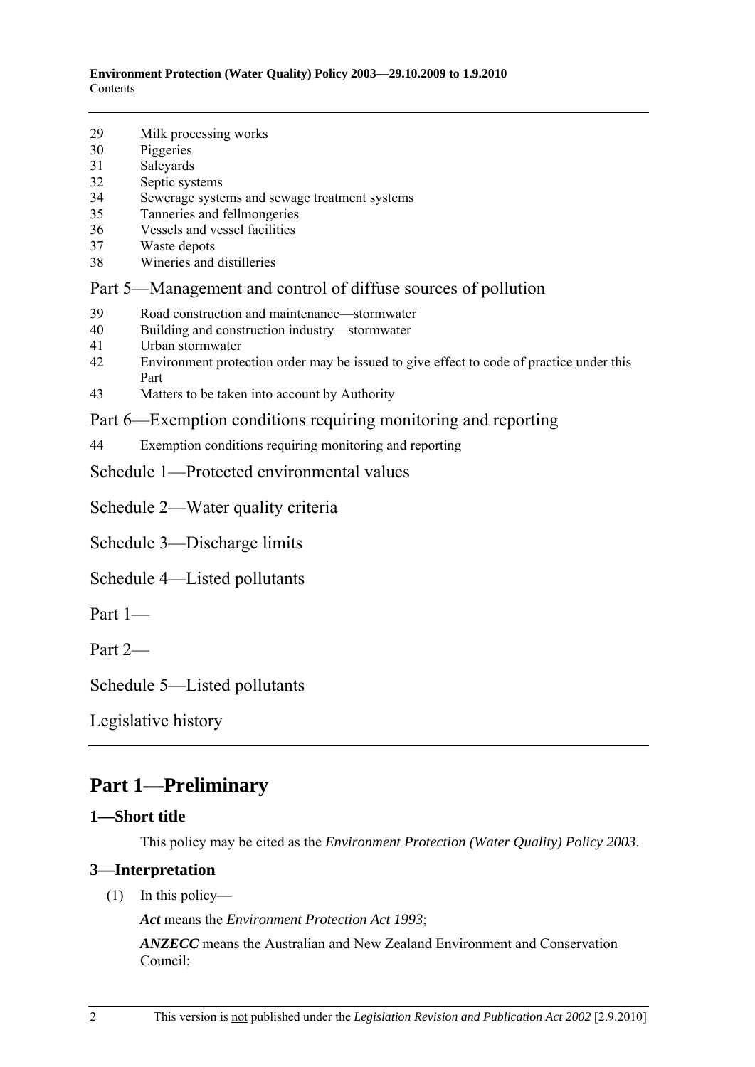29 Milk processing works
30 Piggeries
31 Saleyards
32 Septic systems
34 Sewerage systems and sewage treatment systems
35 Tanneries and fellmongeries
36 Vessels and vessel facilities
37 Waste depots
38 Wineries and distilleries

Part 5—Management and control of diffuse sources of pollution

39 Road construction and maintenance—stormwater
40 Building and construction industry—stormwater
41 Urban stormwater
42 Environment protection order may be issued to give effect to code of practice under this Part
43 Matters to be taken into account by Authority

Part 6—Exemption conditions requiring monitoring and reporting

44 Exemption conditions requiring monitoring and reporting

Schedule 1—Protected environmental values

Schedule 2—Water quality criteria

Schedule 3—Discharge limits

Schedule 4—Listed pollutants

Part 1—

Part 2—

Schedule 5—Listed pollutants

Legislative history

# Part 1—Preliminary

## 1—Short title

This policy may be cited as the *Environment Protection (Water Quality) Policy 2003*.

## 3—Interpretation

(1) In this policy—

***Act*** means the *Environment Protection Act 1993*;

***ANZECC*** means the Australian and New Zealand Environment and Conservation Council;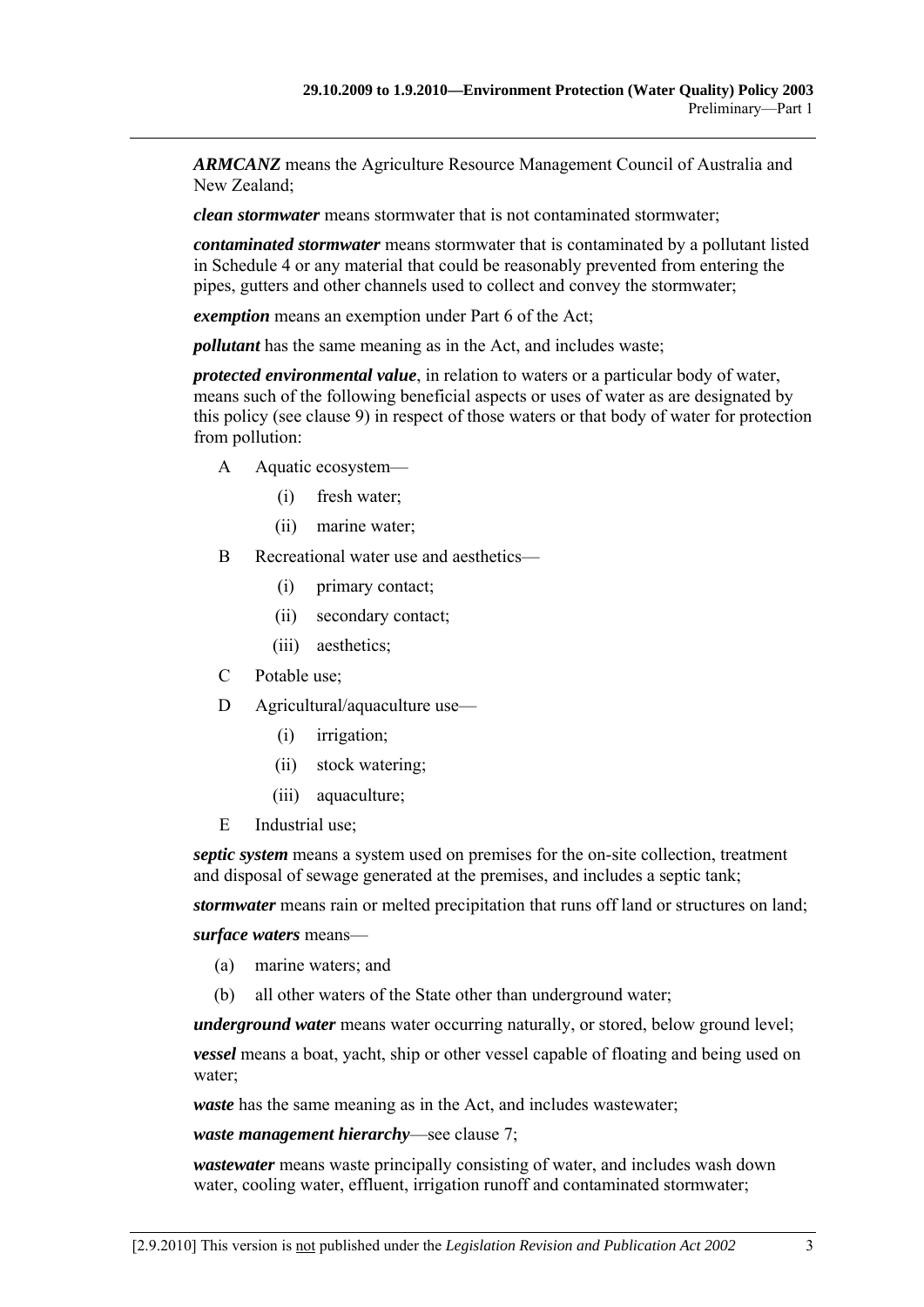***ARMCANZ*** means the Agriculture Resource Management Council of Australia and New Zealand;

***clean stormwater*** means stormwater that is not contaminated stormwater;

***contaminated stormwater*** means stormwater that is contaminated by a pollutant listed in Schedule 4 or any material that could be reasonably prevented from entering the pipes, gutters and other channels used to collect and convey the stormwater;

***exemption*** means an exemption under Part 6 of the Act;

***pollutant*** has the same meaning as in the Act, and includes waste;

***protected environmental value***, in relation to waters or a particular body of water, means such of the following beneficial aspects or uses of water as are designated by this policy (see clause 9) in respect of those waters or that body of water for protection from pollution:

- A Aquatic ecosystem—
  - (i) fresh water;
  - (ii) marine water;
- B Recreational water use and aesthetics—
  - (i) primary contact;
  - (ii) secondary contact;
  - (iii) aesthetics;
- C Potable use;
- D Agricultural/aquaculture use—
  - (i) irrigation;
  - (ii) stock watering;
  - (iii) aquaculture;
- E Industrial use;

***septic system*** means a system used on premises for the on-site collection, treatment and disposal of sewage generated at the premises, and includes a septic tank;

***stormwater*** means rain or melted precipitation that runs off land or structures on land;

***surface waters*** means—

- (a) marine waters; and
- (b) all other waters of the State other than underground water;

***underground water*** means water occurring naturally, or stored, below ground level;

***vessel*** means a boat, yacht, ship or other vessel capable of floating and being used on water;

***waste*** has the same meaning as in the Act, and includes wastewater;

***waste management hierarchy***—see clause 7;

***wastewater*** means waste principally consisting of water, and includes wash down water, cooling water, effluent, irrigation runoff and contaminated stormwater;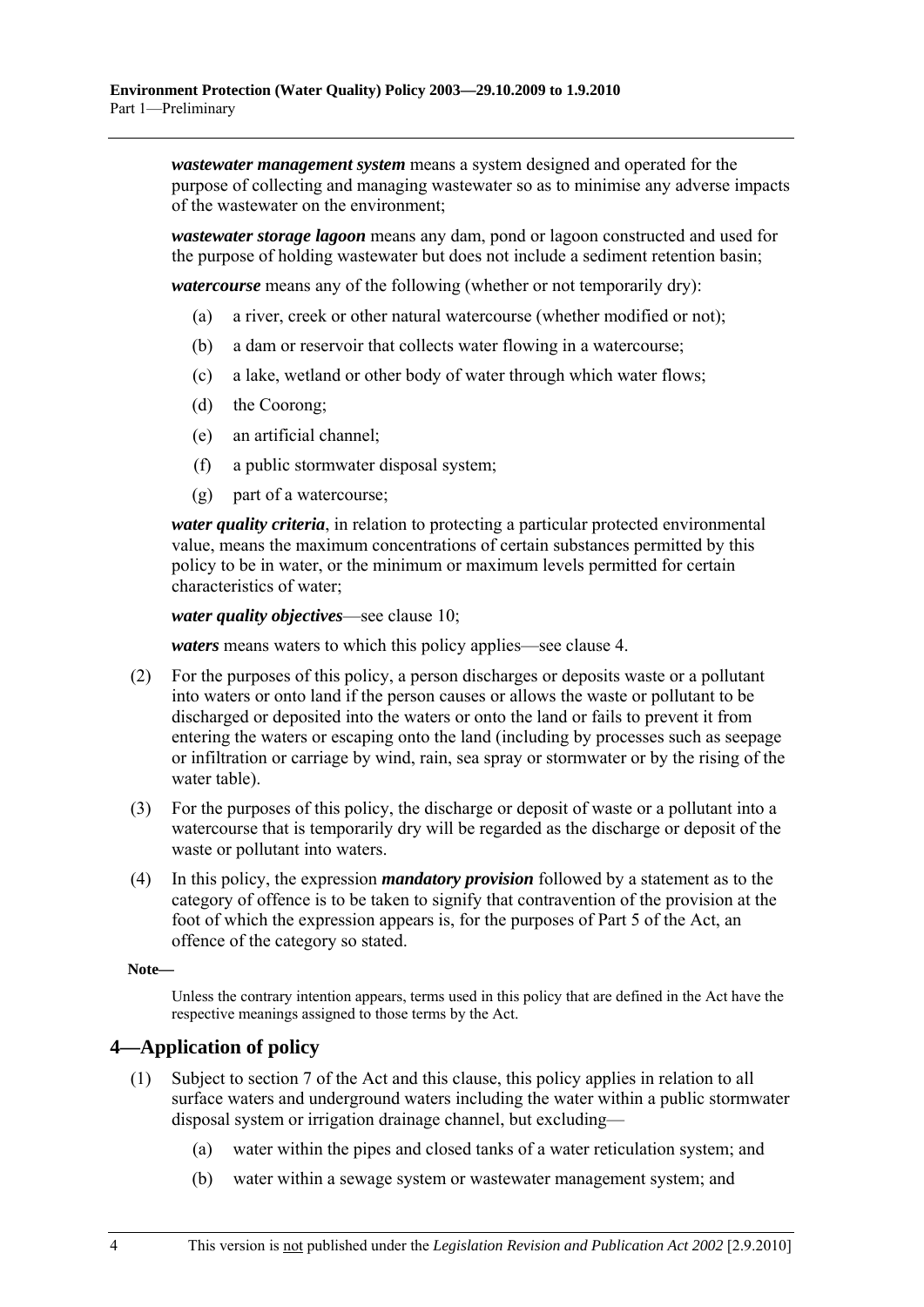***wastewater management system*** means a system designed and operated for the purpose of collecting and managing wastewater so as to minimise any adverse impacts of the wastewater on the environment;

***wastewater storage lagoon*** means any dam, pond or lagoon constructed and used for the purpose of holding wastewater but does not include a sediment retention basin;

***watercourse*** means any of the following (whether or not temporarily dry):

- (a) a river, creek or other natural watercourse (whether modified or not);
- (b) a dam or reservoir that collects water flowing in a watercourse;
- (c) a lake, wetland or other body of water through which water flows;
- (d) the Coorong;
- (e) an artificial channel;
- (f) a public stormwater disposal system;
- (g) part of a watercourse;

***water quality criteria***, in relation to protecting a particular protected environmental value, means the maximum concentrations of certain substances permitted by this policy to be in water, or the minimum or maximum levels permitted for certain characteristics of water;

***water quality objectives***—see clause 10;

***waters*** means waters to which this policy applies—see clause 4.

(2) For the purposes of this policy, a person discharges or deposits waste or a pollutant into waters or onto land if the person causes or allows the waste or pollutant to be discharged or deposited into the waters or onto the land or fails to prevent it from entering the waters or escaping onto the land (including by processes such as seepage or infiltration or carriage by wind, rain, sea spray or stormwater or by the rising of the water table).

(3) For the purposes of this policy, the discharge or deposit of waste or a pollutant into a watercourse that is temporarily dry will be regarded as the discharge or deposit of the waste or pollutant into waters.

(4) In this policy, the expression ***mandatory provision*** followed by a statement as to the category of offence is to be taken to signify that contravention of the provision at the foot of which the expression appears is, for the purposes of Part 5 of the Act, an offence of the category so stated.

**Note—**

Unless the contrary intention appears, terms used in this policy that are defined in the Act have the respective meanings assigned to those terms by the Act.

## 4—Application of policy

(1) Subject to section 7 of the Act and this clause, this policy applies in relation to all surface waters and underground waters including the water within a public stormwater disposal system or irrigation drainage channel, but excluding—

- (a) water within the pipes and closed tanks of a water reticulation system; and
- (b) water within a sewage system or wastewater management system; and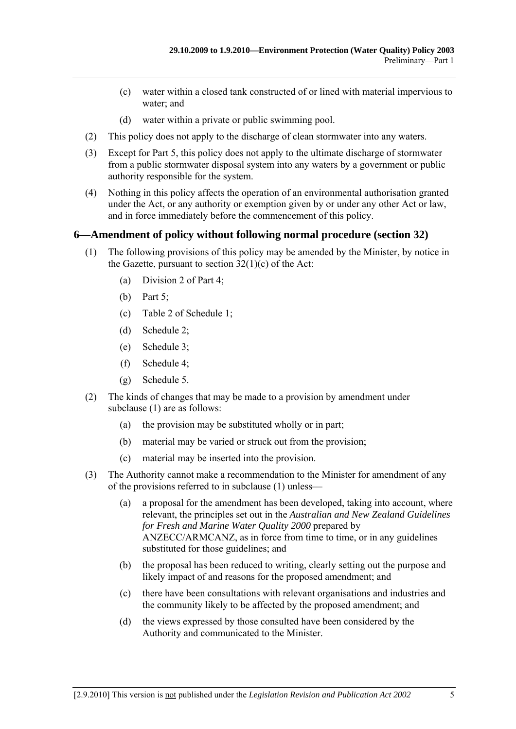(c) water within a closed tank constructed of or lined with material impervious to water; and

(d) water within a private or public swimming pool.

(2) This policy does not apply to the discharge of clean stormwater into any waters.

(3) Except for Part 5, this policy does not apply to the ultimate discharge of stormwater from a public stormwater disposal system into any waters by a government or public authority responsible for the system.

(4) Nothing in this policy affects the operation of an environmental authorisation granted under the Act, or any authority or exemption given by or under any other Act or law, and in force immediately before the commencement of this policy.

## 6—Amendment of policy without following normal procedure (section 32)

(1) The following provisions of this policy may be amended by the Minister, by notice in the Gazette, pursuant to section 32(1)(c) of the Act:

- (a) Division 2 of Part 4;
- (b) Part 5;
- (c) Table 2 of Schedule 1;
- (d) Schedule 2;
- (e) Schedule 3;
- (f) Schedule 4;
- (g) Schedule 5.

(2) The kinds of changes that may be made to a provision by amendment under subclause (1) are as follows:

- (a) the provision may be substituted wholly or in part;
- (b) material may be varied or struck out from the provision;
- (c) material may be inserted into the provision.

(3) The Authority cannot make a recommendation to the Minister for amendment of any of the provisions referred to in subclause (1) unless—

- (a) a proposal for the amendment has been developed, taking into account, where relevant, the principles set out in the *Australian and New Zealand Guidelines for Fresh and Marine Water Quality 2000* prepared by ANZECC/ARMCANZ, as in force from time to time, or in any guidelines substituted for those guidelines; and
- (b) the proposal has been reduced to writing, clearly setting out the purpose and likely impact of and reasons for the proposed amendment; and
- (c) there have been consultations with relevant organisations and industries and the community likely to be affected by the proposed amendment; and
- (d) the views expressed by those consulted have been considered by the Authority and communicated to the Minister.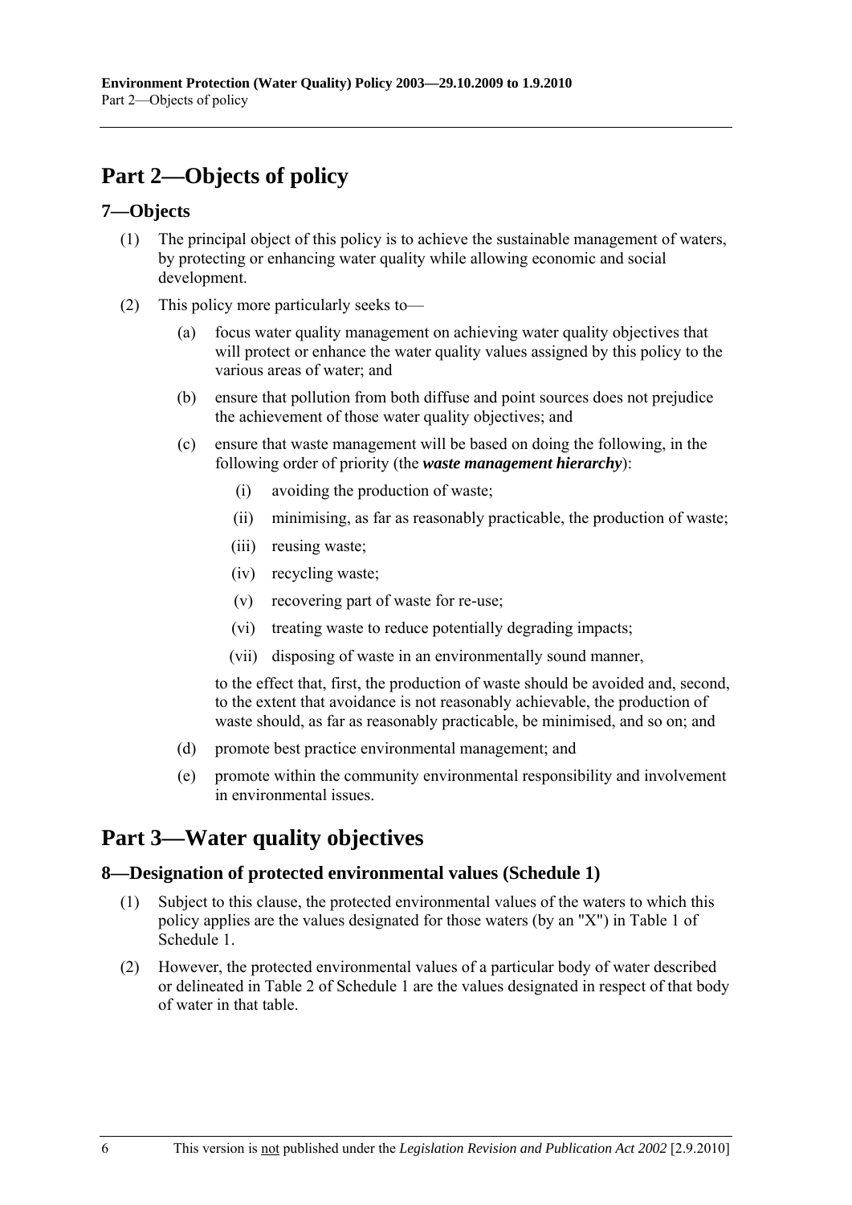# Part 2—Objects of policy

## 7—Objects

(1) The principal object of this policy is to achieve the sustainable management of waters, by protecting or enhancing water quality while allowing economic and social development.

(2) This policy more particularly seeks to—

(a) focus water quality management on achieving water quality objectives that will protect or enhance the water quality values assigned by this policy to the various areas of water; and

(b) ensure that pollution from both diffuse and point sources does not prejudice the achievement of those water quality objectives; and

(c) ensure that waste management will be based on doing the following, in the following order of priority (the ***waste management hierarchy***):

(i) avoiding the production of waste;

(ii) minimising, as far as reasonably practicable, the production of waste;

(iii) reusing waste;

(iv) recycling waste;

(v) recovering part of waste for re-use;

(vi) treating waste to reduce potentially degrading impacts;

(vii) disposing of waste in an environmentally sound manner,

to the effect that, first, the production of waste should be avoided and, second, to the extent that avoidance is not reasonably achievable, the production of waste should, as far as reasonably practicable, be minimised, and so on; and

(d) promote best practice environmental management; and

(e) promote within the community environmental responsibility and involvement in environmental issues.

# Part 3—Water quality objectives

## 8—Designation of protected environmental values (Schedule 1)

(1) Subject to this clause, the protected environmental values of the waters to which this policy applies are the values designated for those waters (by an "X") in Table 1 of Schedule 1.

(2) However, the protected environmental values of a particular body of water described or delineated in Table 2 of Schedule 1 are the values designated in respect of that body of water in that table.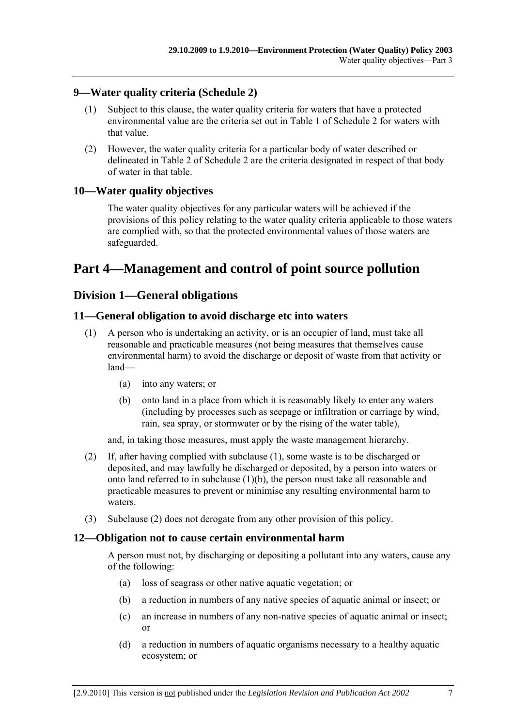## 9—Water quality criteria (Schedule 2)

(1) Subject to this clause, the water quality criteria for waters that have a protected environmental value are the criteria set out in Table 1 of Schedule 2 for waters with that value.

(2) However, the water quality criteria for a particular body of water described or delineated in Table 2 of Schedule 2 are the criteria designated in respect of that body of water in that table.

## 10—Water quality objectives

The water quality objectives for any particular waters will be achieved if the provisions of this policy relating to the water quality criteria applicable to those waters are complied with, so that the protected environmental values of those waters are safeguarded.

# Part 4—Management and control of point source pollution

## Division 1—General obligations

## 11—General obligation to avoid discharge etc into waters

(1) A person who is undertaking an activity, or is an occupier of land, must take all reasonable and practicable measures (not being measures that themselves cause environmental harm) to avoid the discharge or deposit of waste from that activity or land—

(a) into any waters; or

(b) onto land in a place from which it is reasonably likely to enter any waters (including by processes such as seepage or infiltration or carriage by wind, rain, sea spray, or stormwater or by the rising of the water table),

and, in taking those measures, must apply the waste management hierarchy.

(2) If, after having complied with subclause (1), some waste is to be discharged or deposited, and may lawfully be discharged or deposited, by a person into waters or onto land referred to in subclause (1)(b), the person must take all reasonable and practicable measures to prevent or minimise any resulting environmental harm to waters.

(3) Subclause (2) does not derogate from any other provision of this policy.

## 12—Obligation not to cause certain environmental harm

A person must not, by discharging or depositing a pollutant into any waters, cause any of the following:

(a) loss of seagrass or other native aquatic vegetation; or

(b) a reduction in numbers of any native species of aquatic animal or insect; or

(c) an increase in numbers of any non-native species of aquatic animal or insect; or

(d) a reduction in numbers of aquatic organisms necessary to a healthy aquatic ecosystem; or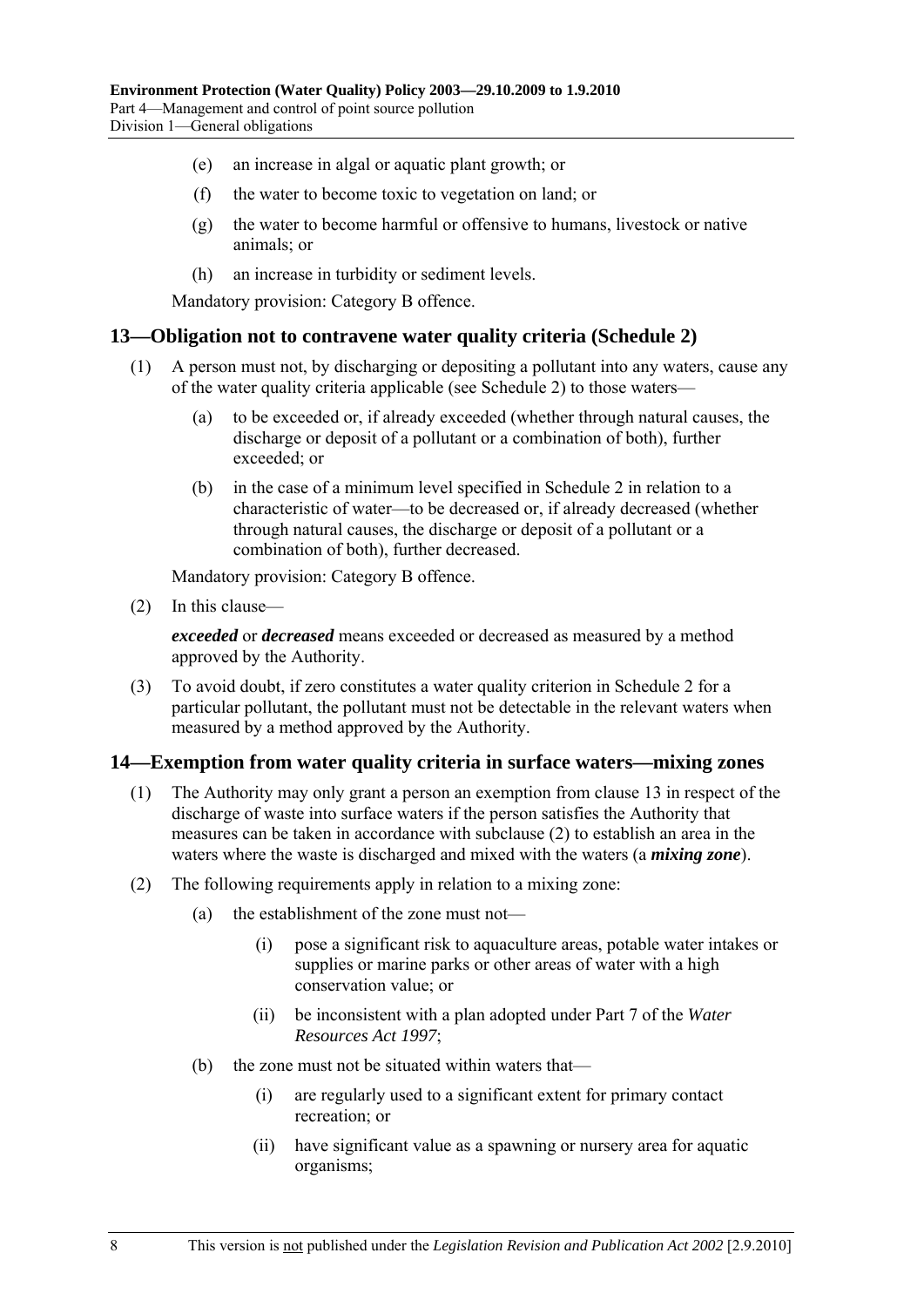(e) an increase in algal or aquatic plant growth; or

(f) the water to become toxic to vegetation on land; or

(g) the water to become harmful or offensive to humans, livestock or native animals; or

(h) an increase in turbidity or sediment levels.

Mandatory provision: Category B offence.

## 13—Obligation not to contravene water quality criteria (Schedule 2)

(1) A person must not, by discharging or depositing a pollutant into any waters, cause any of the water quality criteria applicable (see Schedule 2) to those waters—

(a) to be exceeded or, if already exceeded (whether through natural causes, the discharge or deposit of a pollutant or a combination of both), further exceeded; or

(b) in the case of a minimum level specified in Schedule 2 in relation to a characteristic of water—to be decreased or, if already decreased (whether through natural causes, the discharge or deposit of a pollutant or a combination of both), further decreased.

Mandatory provision: Category B offence.

(2) In this clause—

***exceeded*** or ***decreased*** means exceeded or decreased as measured by a method approved by the Authority.

(3) To avoid doubt, if zero constitutes a water quality criterion in Schedule 2 for a particular pollutant, the pollutant must not be detectable in the relevant waters when measured by a method approved by the Authority.

## 14—Exemption from water quality criteria in surface waters—mixing zones

(1) The Authority may only grant a person an exemption from clause 13 in respect of the discharge of waste into surface waters if the person satisfies the Authority that measures can be taken in accordance with subclause (2) to establish an area in the waters where the waste is discharged and mixed with the waters (a ***mixing zone***).

(2) The following requirements apply in relation to a mixing zone:

(a) the establishment of the zone must not—

(i) pose a significant risk to aquaculture areas, potable water intakes or supplies or marine parks or other areas of water with a high conservation value; or

(ii) be inconsistent with a plan adopted under Part 7 of the *Water Resources Act 1997*;

(b) the zone must not be situated within waters that—

(i) are regularly used to a significant extent for primary contact recreation; or

(ii) have significant value as a spawning or nursery area for aquatic organisms;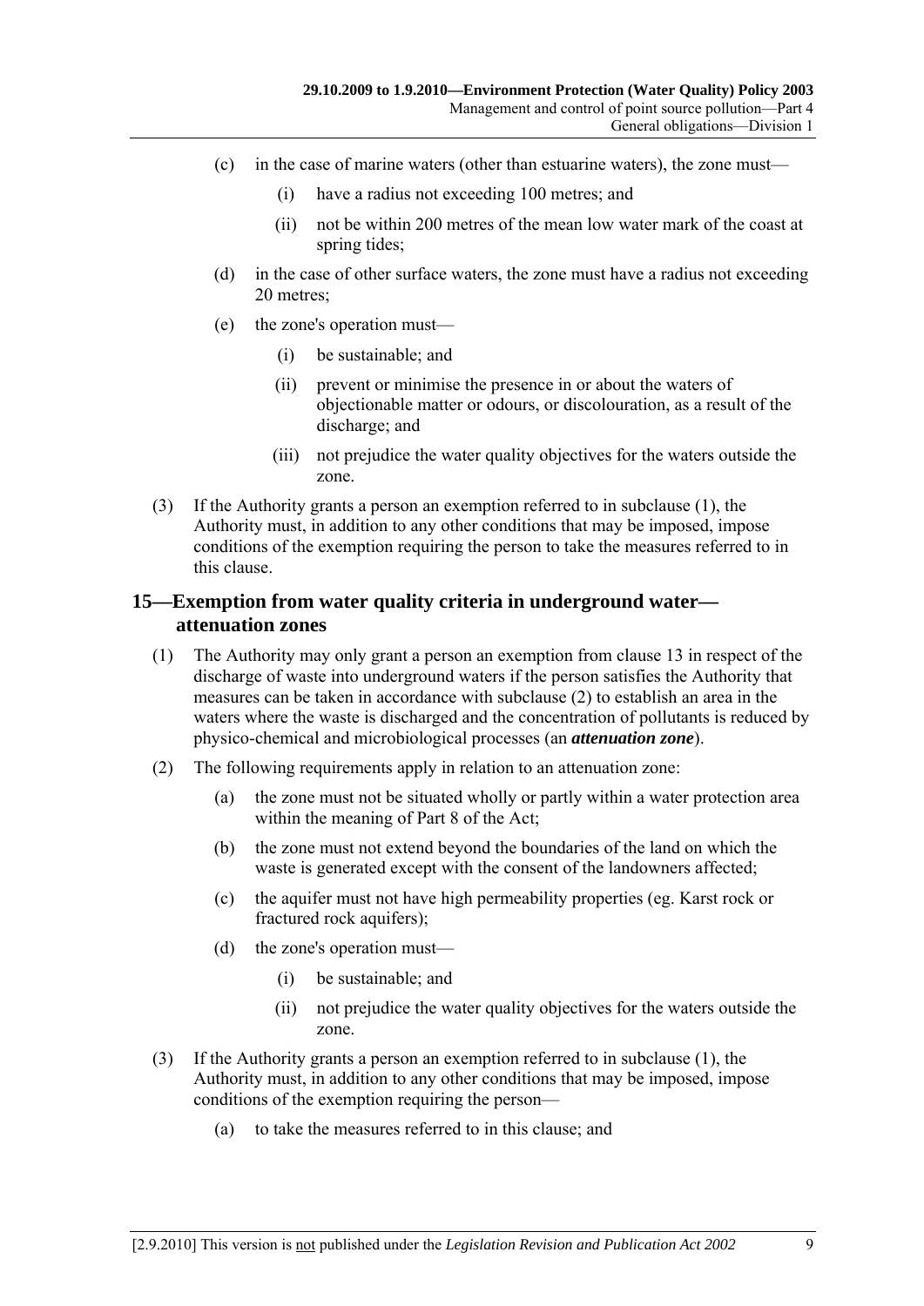(c) in the case of marine waters (other than estuarine waters), the zone must—

(i) have a radius not exceeding 100 metres; and

(ii) not be within 200 metres of the mean low water mark of the coast at spring tides;

(d) in the case of other surface waters, the zone must have a radius not exceeding 20 metres;

(e) the zone's operation must—

(i) be sustainable; and

(ii) prevent or minimise the presence in or about the waters of objectionable matter or odours, or discolouration, as a result of the discharge; and

(iii) not prejudice the water quality objectives for the waters outside the zone.

(3) If the Authority grants a person an exemption referred to in subclause (1), the Authority must, in addition to any other conditions that may be imposed, impose conditions of the exemption requiring the person to take the measures referred to in this clause.

## 15—Exemption from water quality criteria in underground water—attenuation zones

(1) The Authority may only grant a person an exemption from clause 13 in respect of the discharge of waste into underground waters if the person satisfies the Authority that measures can be taken in accordance with subclause (2) to establish an area in the waters where the waste is discharged and the concentration of pollutants is reduced by physico-chemical and microbiological processes (an ***attenuation zone***).

(2) The following requirements apply in relation to an attenuation zone:

(a) the zone must not be situated wholly or partly within a water protection area within the meaning of Part 8 of the Act;

(b) the zone must not extend beyond the boundaries of the land on which the waste is generated except with the consent of the landowners affected;

(c) the aquifer must not have high permeability properties (eg. Karst rock or fractured rock aquifers);

(d) the zone's operation must—

(i) be sustainable; and

(ii) not prejudice the water quality objectives for the waters outside the zone.

(3) If the Authority grants a person an exemption referred to in subclause (1), the Authority must, in addition to any other conditions that may be imposed, impose conditions of the exemption requiring the person—

(a) to take the measures referred to in this clause; and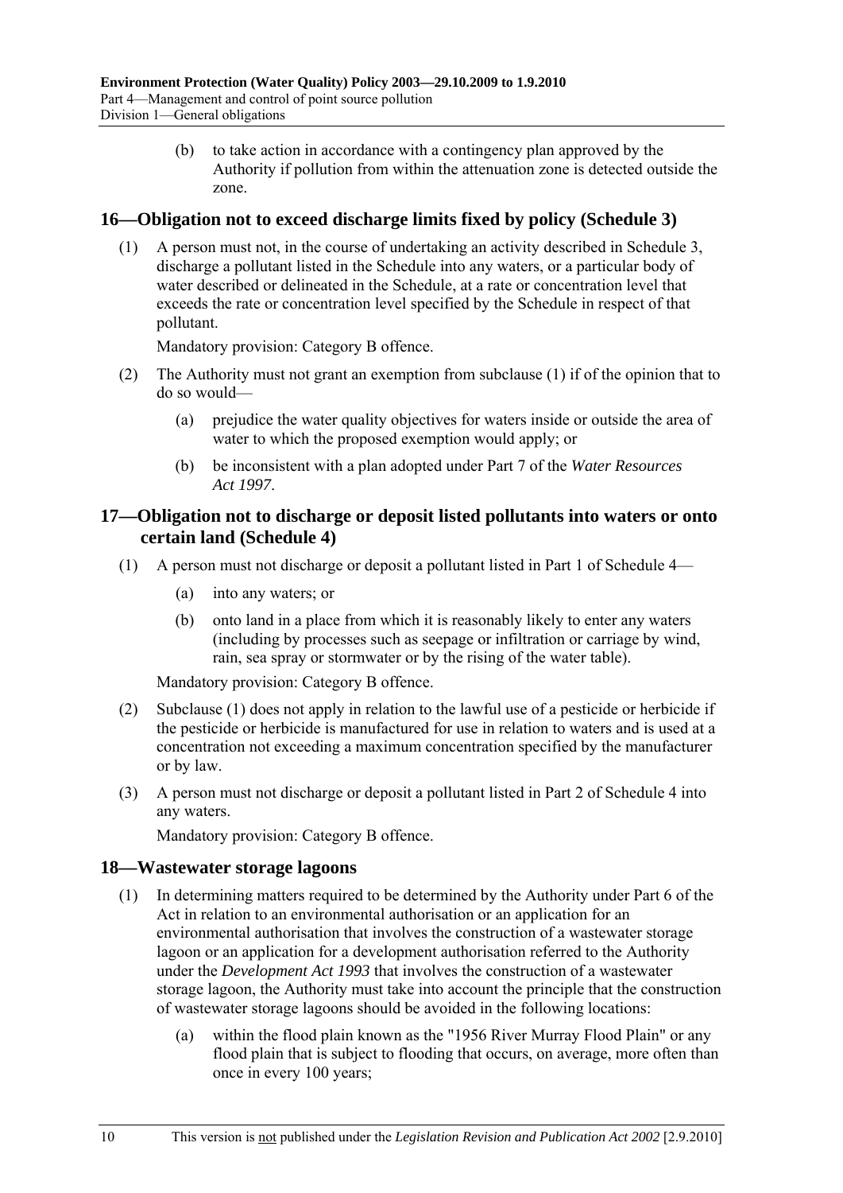(b) to take action in accordance with a contingency plan approved by the Authority if pollution from within the attenuation zone is detected outside the zone.

## 16—Obligation not to exceed discharge limits fixed by policy (Schedule 3)

(1) A person must not, in the course of undertaking an activity described in Schedule 3, discharge a pollutant listed in the Schedule into any waters, or a particular body of water described or delineated in the Schedule, at a rate or concentration level that exceeds the rate or concentration level specified by the Schedule in respect of that pollutant.

Mandatory provision: Category B offence.

(2) The Authority must not grant an exemption from subclause (1) if of the opinion that to do so would—

(a) prejudice the water quality objectives for waters inside or outside the area of water to which the proposed exemption would apply; or

(b) be inconsistent with a plan adopted under Part 7 of the *Water Resources Act 1997*.

## 17—Obligation not to discharge or deposit listed pollutants into waters or onto certain land (Schedule 4)

(1) A person must not discharge or deposit a pollutant listed in Part 1 of Schedule 4—

(a) into any waters; or

(b) onto land in a place from which it is reasonably likely to enter any waters (including by processes such as seepage or infiltration or carriage by wind, rain, sea spray or stormwater or by the rising of the water table).

Mandatory provision: Category B offence.

(2) Subclause (1) does not apply in relation to the lawful use of a pesticide or herbicide if the pesticide or herbicide is manufactured for use in relation to waters and is used at a concentration not exceeding a maximum concentration specified by the manufacturer or by law.

(3) A person must not discharge or deposit a pollutant listed in Part 2 of Schedule 4 into any waters.

Mandatory provision: Category B offence.

## 18—Wastewater storage lagoons

(1) In determining matters required to be determined by the Authority under Part 6 of the Act in relation to an environmental authorisation or an application for an environmental authorisation that involves the construction of a wastewater storage lagoon or an application for a development authorisation referred to the Authority under the *Development Act 1993* that involves the construction of a wastewater storage lagoon, the Authority must take into account the principle that the construction of wastewater storage lagoons should be avoided in the following locations:

(a) within the flood plain known as the "1956 River Murray Flood Plain" or any flood plain that is subject to flooding that occurs, on average, more often than once in every 100 years;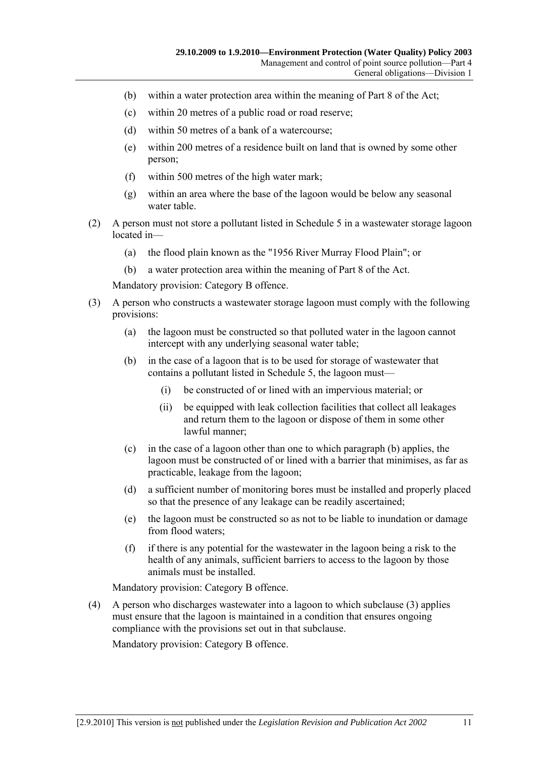- (b) within a water protection area within the meaning of Part 8 of the Act;
- (c) within 20 metres of a public road or road reserve;
- (d) within 50 metres of a bank of a watercourse;
- (e) within 200 metres of a residence built on land that is owned by some other person;
- (f) within 500 metres of the high water mark;
- (g) within an area where the base of the lagoon would be below any seasonal water table.

(2) A person must not store a pollutant listed in Schedule 5 in a wastewater storage lagoon located in—

- (a) the flood plain known as the "1956 River Murray Flood Plain"; or
- (b) a water protection area within the meaning of Part 8 of the Act.

Mandatory provision: Category B offence.

(3) A person who constructs a wastewater storage lagoon must comply with the following provisions:

- (a) the lagoon must be constructed so that polluted water in the lagoon cannot intercept with any underlying seasonal water table;
- (b) in the case of a lagoon that is to be used for storage of wastewater that contains a pollutant listed in Schedule 5, the lagoon must—
  - (i) be constructed of or lined with an impervious material; or
  - (ii) be equipped with leak collection facilities that collect all leakages and return them to the lagoon or dispose of them in some other lawful manner;
- (c) in the case of a lagoon other than one to which paragraph (b) applies, the lagoon must be constructed of or lined with a barrier that minimises, as far as practicable, leakage from the lagoon;
- (d) a sufficient number of monitoring bores must be installed and properly placed so that the presence of any leakage can be readily ascertained;
- (e) the lagoon must be constructed so as not to be liable to inundation or damage from flood waters;
- (f) if there is any potential for the wastewater in the lagoon being a risk to the health of any animals, sufficient barriers to access to the lagoon by those animals must be installed.

Mandatory provision: Category B offence.

(4) A person who discharges wastewater into a lagoon to which subclause (3) applies must ensure that the lagoon is maintained in a condition that ensures ongoing compliance with the provisions set out in that subclause.

Mandatory provision: Category B offence.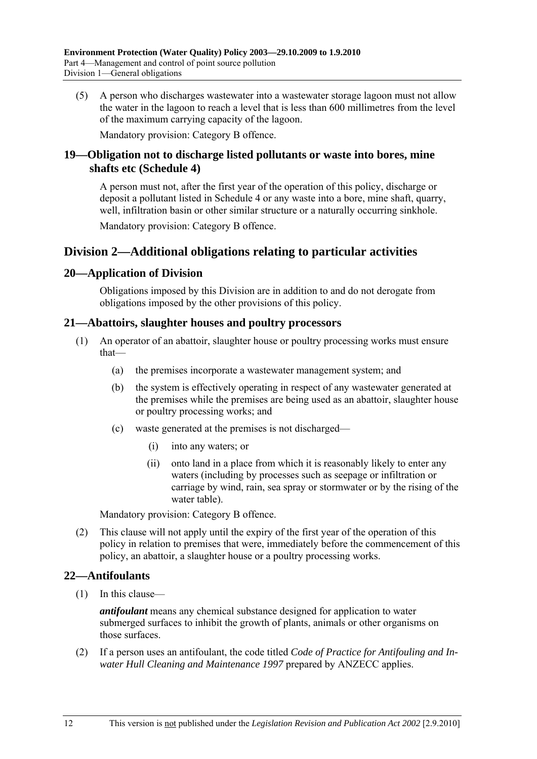(5) A person who discharges wastewater into a wastewater storage lagoon must not allow the water in the lagoon to reach a level that is less than 600 millimetres from the level of the maximum carrying capacity of the lagoon.

Mandatory provision: Category B offence.

## 19—Obligation not to discharge listed pollutants or waste into bores, mine shafts etc (Schedule 4)

A person must not, after the first year of the operation of this policy, discharge or deposit a pollutant listed in Schedule 4 or any waste into a bore, mine shaft, quarry, well, infiltration basin or other similar structure or a naturally occurring sinkhole.

Mandatory provision: Category B offence.

# Division 2—Additional obligations relating to particular activities

## 20—Application of Division

Obligations imposed by this Division are in addition to and do not derogate from obligations imposed by the other provisions of this policy.

## 21—Abattoirs, slaughter houses and poultry processors

(1) An operator of an abattoir, slaughter house or poultry processing works must ensure that—

(a) the premises incorporate a wastewater management system; and

(b) the system is effectively operating in respect of any wastewater generated at the premises while the premises are being used as an abattoir, slaughter house or poultry processing works; and

(c) waste generated at the premises is not discharged—

(i) into any waters; or

(ii) onto land in a place from which it is reasonably likely to enter any waters (including by processes such as seepage or infiltration or carriage by wind, rain, sea spray or stormwater or by the rising of the water table).

Mandatory provision: Category B offence.

(2) This clause will not apply until the expiry of the first year of the operation of this policy in relation to premises that were, immediately before the commencement of this policy, an abattoir, a slaughter house or a poultry processing works.

## 22—Antifoulants

(1) In this clause—

***antifoulant*** means any chemical substance designed for application to water submerged surfaces to inhibit the growth of plants, animals or other organisms on those surfaces.

(2) If a person uses an antifoulant, the code titled *Code of Practice for Antifouling and In-water Hull Cleaning and Maintenance 1997* prepared by ANZECC applies.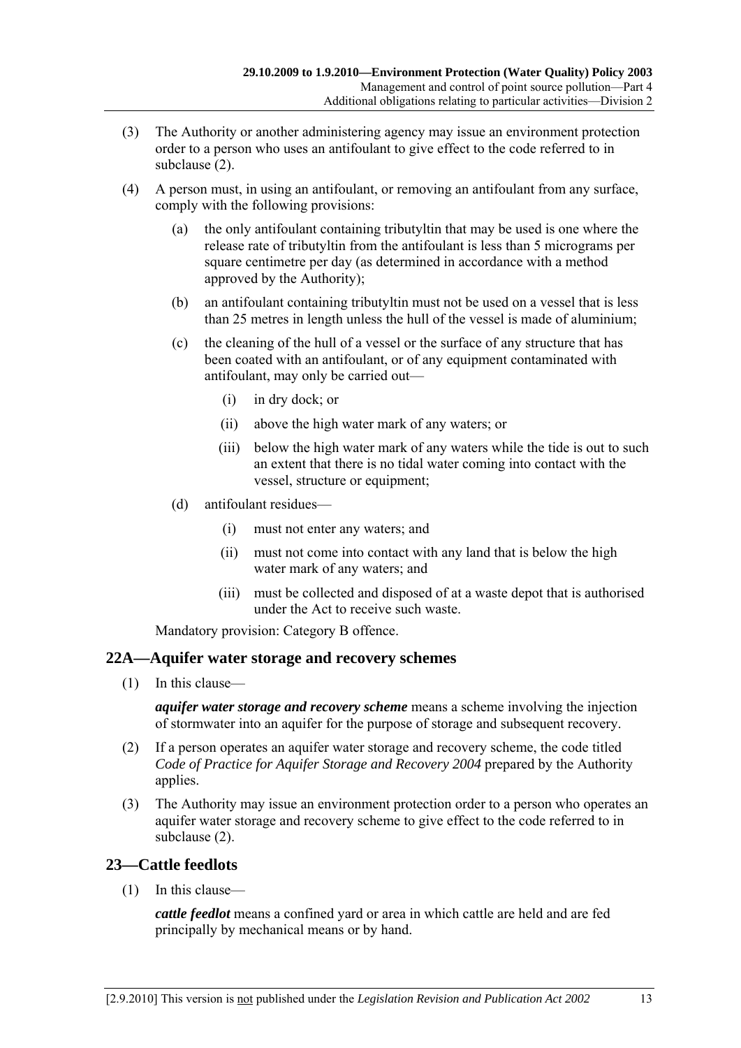(3) The Authority or another administering agency may issue an environment protection order to a person who uses an antifoulant to give effect to the code referred to in subclause (2).

(4) A person must, in using an antifoulant, or removing an antifoulant from any surface, comply with the following provisions:

(a) the only antifoulant containing tributyltin that may be used is one where the release rate of tributyltin from the antifoulant is less than 5 micrograms per square centimetre per day (as determined in accordance with a method approved by the Authority);

(b) an antifoulant containing tributyltin must not be used on a vessel that is less than 25 metres in length unless the hull of the vessel is made of aluminium;

(c) the cleaning of the hull of a vessel or the surface of any structure that has been coated with an antifoulant, or of any equipment contaminated with antifoulant, may only be carried out—

(i) in dry dock; or

(ii) above the high water mark of any waters; or

(iii) below the high water mark of any waters while the tide is out to such an extent that there is no tidal water coming into contact with the vessel, structure or equipment;

(d) antifoulant residues—

(i) must not enter any waters; and

(ii) must not come into contact with any land that is below the high water mark of any waters; and

(iii) must be collected and disposed of at a waste depot that is authorised under the Act to receive such waste.

Mandatory provision: Category B offence.

## 22A—Aquifer water storage and recovery schemes

(1) In this clause—

***aquifer water storage and recovery scheme*** means a scheme involving the injection of stormwater into an aquifer for the purpose of storage and subsequent recovery.

(2) If a person operates an aquifer water storage and recovery scheme, the code titled *Code of Practice for Aquifer Storage and Recovery 2004* prepared by the Authority applies.

(3) The Authority may issue an environment protection order to a person who operates an aquifer water storage and recovery scheme to give effect to the code referred to in subclause (2).

## 23—Cattle feedlots

(1) In this clause—

***cattle feedlot*** means a confined yard or area in which cattle are held and are fed principally by mechanical means or by hand.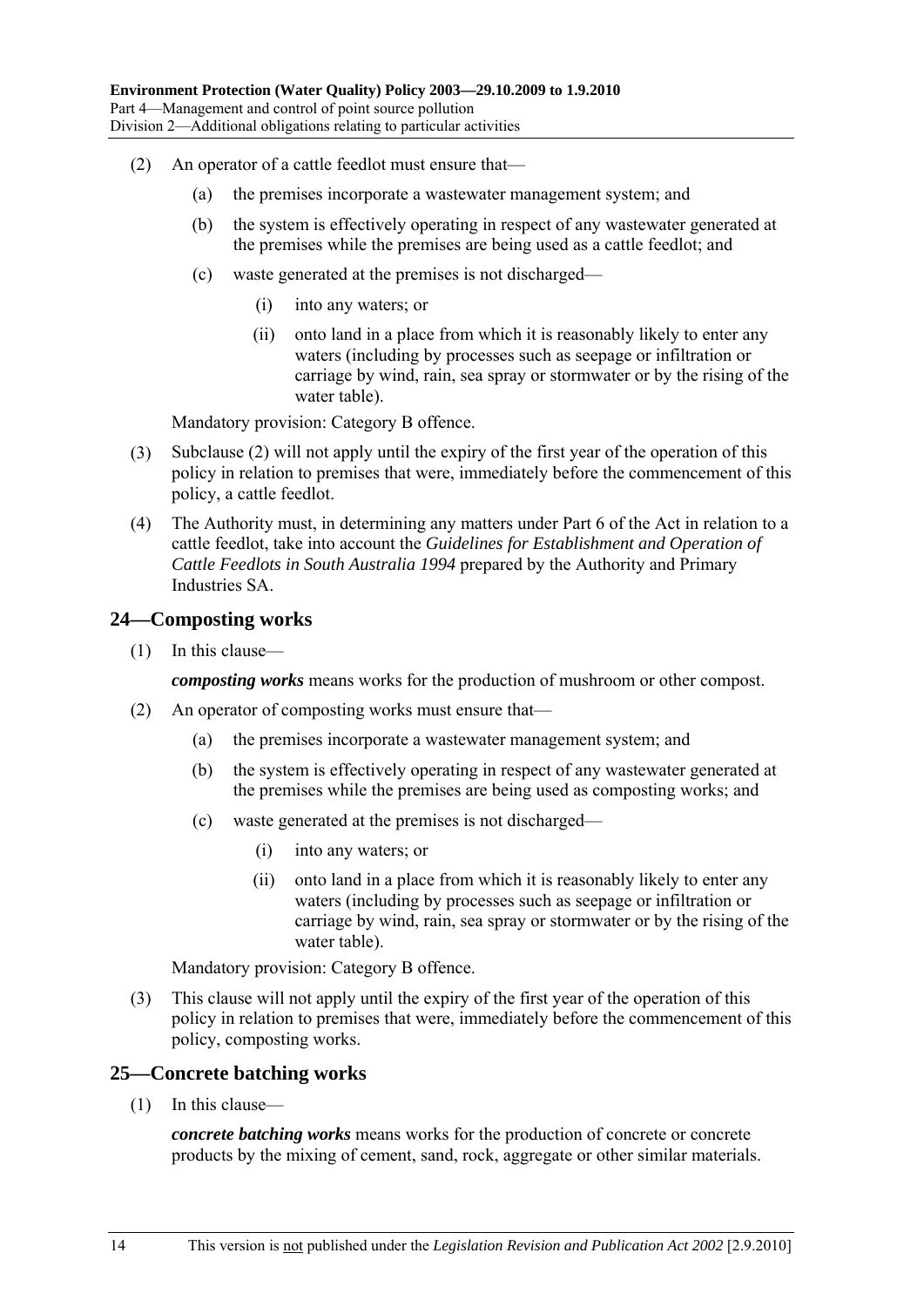(2) An operator of a cattle feedlot must ensure that—

(a) the premises incorporate a wastewater management system; and

(b) the system is effectively operating in respect of any wastewater generated at the premises while the premises are being used as a cattle feedlot; and

(c) waste generated at the premises is not discharged—

(i) into any waters; or

(ii) onto land in a place from which it is reasonably likely to enter any waters (including by processes such as seepage or infiltration or carriage by wind, rain, sea spray or stormwater or by the rising of the water table).

Mandatory provision: Category B offence.

(3) Subclause (2) will not apply until the expiry of the first year of the operation of this policy in relation to premises that were, immediately before the commencement of this policy, a cattle feedlot.

(4) The Authority must, in determining any matters under Part 6 of the Act in relation to a cattle feedlot, take into account the *Guidelines for Establishment and Operation of Cattle Feedlots in South Australia 1994* prepared by the Authority and Primary Industries SA.

## 24—Composting works

(1) In this clause—

***composting works*** means works for the production of mushroom or other compost.

(2) An operator of composting works must ensure that—

(a) the premises incorporate a wastewater management system; and

(b) the system is effectively operating in respect of any wastewater generated at the premises while the premises are being used as composting works; and

(c) waste generated at the premises is not discharged—

(i) into any waters; or

(ii) onto land in a place from which it is reasonably likely to enter any waters (including by processes such as seepage or infiltration or carriage by wind, rain, sea spray or stormwater or by the rising of the water table).

Mandatory provision: Category B offence.

(3) This clause will not apply until the expiry of the first year of the operation of this policy in relation to premises that were, immediately before the commencement of this policy, composting works.

## 25—Concrete batching works

(1) In this clause—

***concrete batching works*** means works for the production of concrete or concrete products by the mixing of cement, sand, rock, aggregate or other similar materials.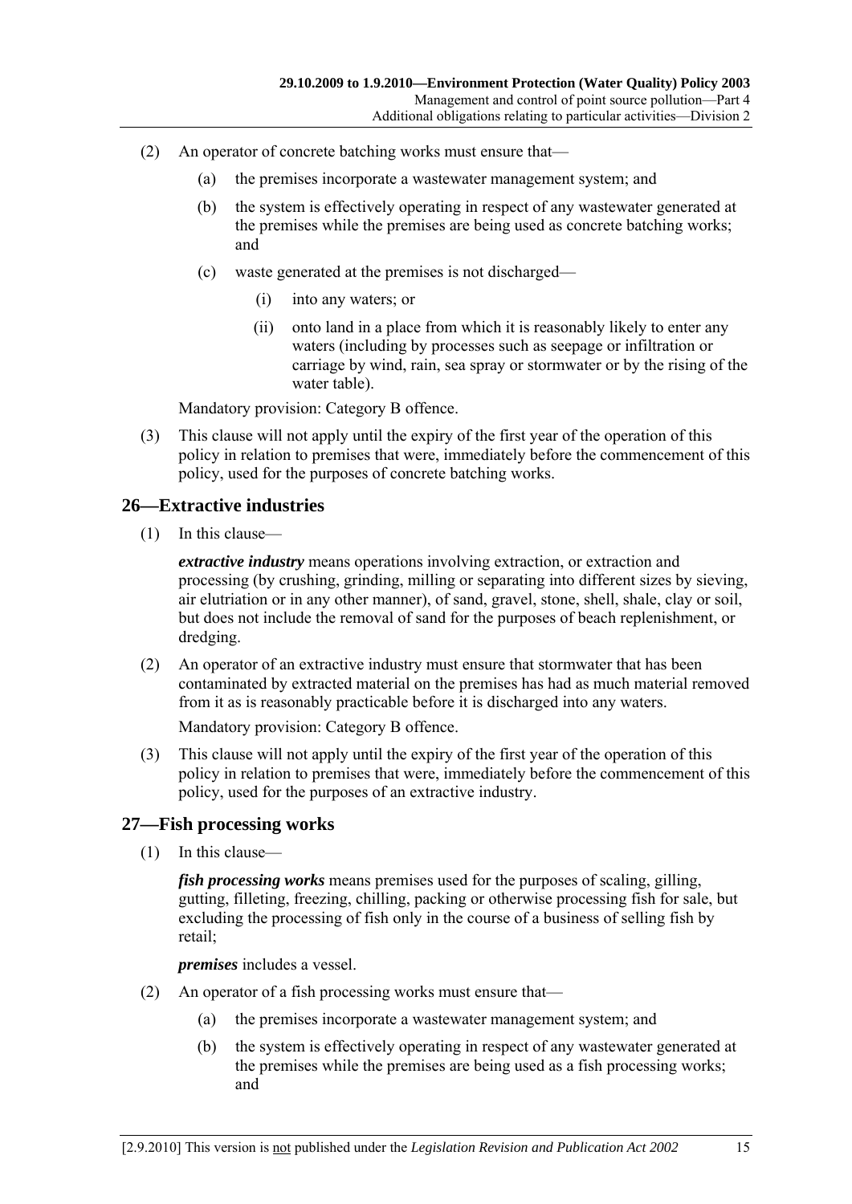(2) An operator of concrete batching works must ensure that—

    (a) the premises incorporate a wastewater management system; and

    (b) the system is effectively operating in respect of any wastewater generated at the premises while the premises are being used as concrete batching works; and

    (c) waste generated at the premises is not discharged—

        (i) into any waters; or

        (ii) onto land in a place from which it is reasonably likely to enter any waters (including by processes such as seepage or infiltration or carriage by wind, rain, sea spray or stormwater or by the rising of the water table).

Mandatory provision: Category B offence.

(3) This clause will not apply until the expiry of the first year of the operation of this policy in relation to premises that were, immediately before the commencement of this policy, used for the purposes of concrete batching works.

## 26—Extractive industries

(1) In this clause—

***extractive industry*** means operations involving extraction, or extraction and processing (by crushing, grinding, milling or separating into different sizes by sieving, air elutriation or in any other manner), of sand, gravel, stone, shell, shale, clay or soil, but does not include the removal of sand for the purposes of beach replenishment, or dredging.

(2) An operator of an extractive industry must ensure that stormwater that has been contaminated by extracted material on the premises has had as much material removed from it as is reasonably practicable before it is discharged into any waters.

Mandatory provision: Category B offence.

(3) This clause will not apply until the expiry of the first year of the operation of this policy in relation to premises that were, immediately before the commencement of this policy, used for the purposes of an extractive industry.

## 27—Fish processing works

(1) In this clause—

***fish processing works*** means premises used for the purposes of scaling, gilling, gutting, filleting, freezing, chilling, packing or otherwise processing fish for sale, but excluding the processing of fish only in the course of a business of selling fish by retail;

***premises*** includes a vessel.

(2) An operator of a fish processing works must ensure that—

    (a) the premises incorporate a wastewater management system; and

    (b) the system is effectively operating in respect of any wastewater generated at the premises while the premises are being used as a fish processing works; and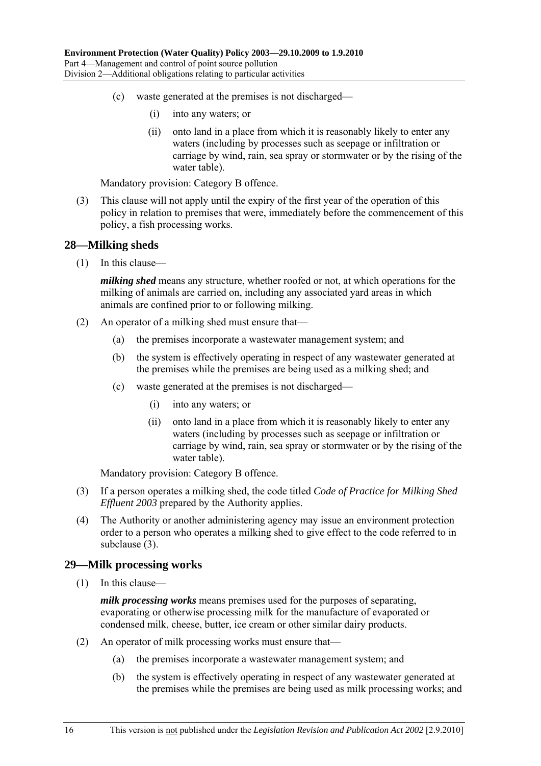(c) waste generated at the premises is not discharged—

(i) into any waters; or

(ii) onto land in a place from which it is reasonably likely to enter any waters (including by processes such as seepage or infiltration or carriage by wind, rain, sea spray or stormwater or by the rising of the water table).

Mandatory provision: Category B offence.

(3) This clause will not apply until the expiry of the first year of the operation of this policy in relation to premises that were, immediately before the commencement of this policy, a fish processing works.

## 28—Milking sheds

(1) In this clause—

***milking shed*** means any structure, whether roofed or not, at which operations for the milking of animals are carried on, including any associated yard areas in which animals are confined prior to or following milking.

(2) An operator of a milking shed must ensure that—

(a) the premises incorporate a wastewater management system; and

(b) the system is effectively operating in respect of any wastewater generated at the premises while the premises are being used as a milking shed; and

(c) waste generated at the premises is not discharged—

(i) into any waters; or

(ii) onto land in a place from which it is reasonably likely to enter any waters (including by processes such as seepage or infiltration or carriage by wind, rain, sea spray or stormwater or by the rising of the water table).

Mandatory provision: Category B offence.

(3) If a person operates a milking shed, the code titled *Code of Practice for Milking Shed Effluent 2003* prepared by the Authority applies.

(4) The Authority or another administering agency may issue an environment protection order to a person who operates a milking shed to give effect to the code referred to in subclause (3).

## 29—Milk processing works

(1) In this clause—

***milk processing works*** means premises used for the purposes of separating, evaporating or otherwise processing milk for the manufacture of evaporated or condensed milk, cheese, butter, ice cream or other similar dairy products.

(2) An operator of milk processing works must ensure that—

(a) the premises incorporate a wastewater management system; and

(b) the system is effectively operating in respect of any wastewater generated at the premises while the premises are being used as milk processing works; and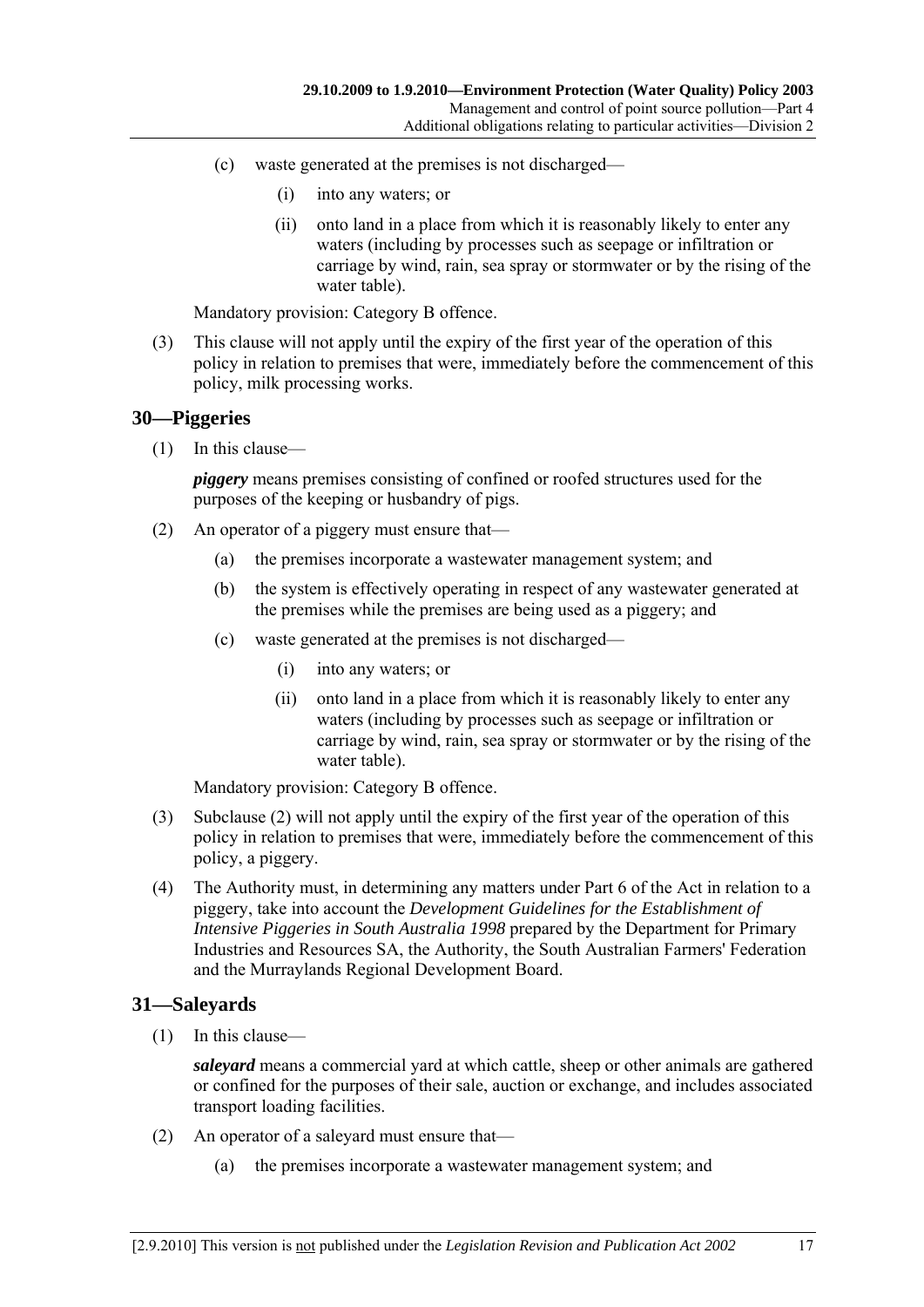(c) waste generated at the premises is not discharged—

(i) into any waters; or

(ii) onto land in a place from which it is reasonably likely to enter any waters (including by processes such as seepage or infiltration or carriage by wind, rain, sea spray or stormwater or by the rising of the water table).

Mandatory provision: Category B offence.

(3) This clause will not apply until the expiry of the first year of the operation of this policy in relation to premises that were, immediately before the commencement of this policy, milk processing works.

## 30—Piggeries

(1) In this clause—

***piggery*** means premises consisting of confined or roofed structures used for the purposes of the keeping or husbandry of pigs.

(2) An operator of a piggery must ensure that—

(a) the premises incorporate a wastewater management system; and

(b) the system is effectively operating in respect of any wastewater generated at the premises while the premises are being used as a piggery; and

(c) waste generated at the premises is not discharged—

(i) into any waters; or

(ii) onto land in a place from which it is reasonably likely to enter any waters (including by processes such as seepage or infiltration or carriage by wind, rain, sea spray or stormwater or by the rising of the water table).

Mandatory provision: Category B offence.

(3) Subclause (2) will not apply until the expiry of the first year of the operation of this policy in relation to premises that were, immediately before the commencement of this policy, a piggery.

(4) The Authority must, in determining any matters under Part 6 of the Act in relation to a piggery, take into account the *Development Guidelines for the Establishment of Intensive Piggeries in South Australia 1998* prepared by the Department for Primary Industries and Resources SA, the Authority, the South Australian Farmers' Federation and the Murraylands Regional Development Board.

## 31—Saleyards

(1) In this clause—

***saleyard*** means a commercial yard at which cattle, sheep or other animals are gathered or confined for the purposes of their sale, auction or exchange, and includes associated transport loading facilities.

(2) An operator of a saleyard must ensure that—

(a) the premises incorporate a wastewater management system; and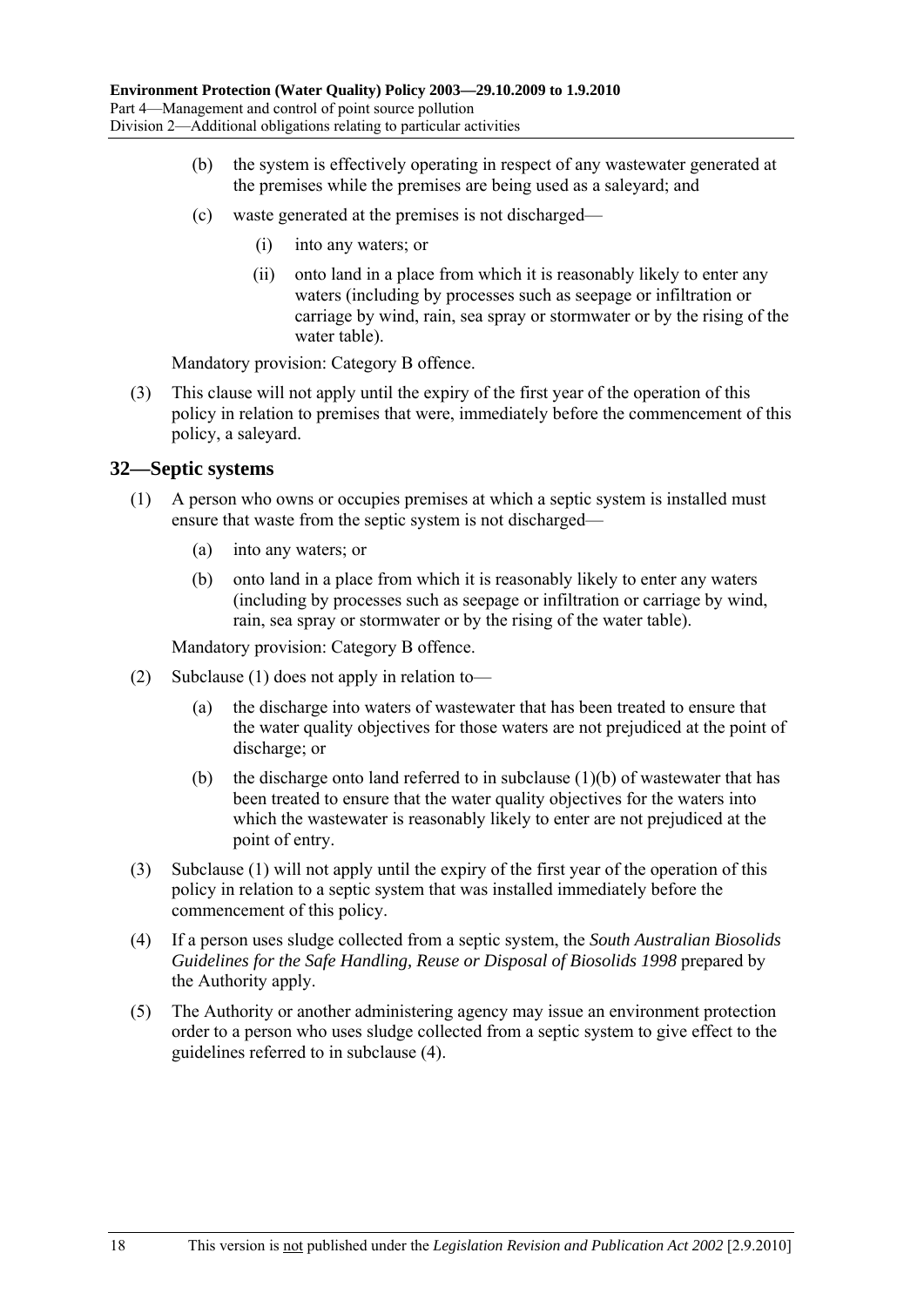(b) the system is effectively operating in respect of any wastewater generated at the premises while the premises are being used as a saleyard; and

(c) waste generated at the premises is not discharged—

(i) into any waters; or

(ii) onto land in a place from which it is reasonably likely to enter any waters (including by processes such as seepage or infiltration or carriage by wind, rain, sea spray or stormwater or by the rising of the water table).

Mandatory provision: Category B offence.

(3) This clause will not apply until the expiry of the first year of the operation of this policy in relation to premises that were, immediately before the commencement of this policy, a saleyard.

## 32—Septic systems

(1) A person who owns or occupies premises at which a septic system is installed must ensure that waste from the septic system is not discharged—

(a) into any waters; or

(b) onto land in a place from which it is reasonably likely to enter any waters (including by processes such as seepage or infiltration or carriage by wind, rain, sea spray or stormwater or by the rising of the water table).

Mandatory provision: Category B offence.

(2) Subclause (1) does not apply in relation to—

(a) the discharge into waters of wastewater that has been treated to ensure that the water quality objectives for those waters are not prejudiced at the point of discharge; or

(b) the discharge onto land referred to in subclause (1)(b) of wastewater that has been treated to ensure that the water quality objectives for the waters into which the wastewater is reasonably likely to enter are not prejudiced at the point of entry.

(3) Subclause (1) will not apply until the expiry of the first year of the operation of this policy in relation to a septic system that was installed immediately before the commencement of this policy.

(4) If a person uses sludge collected from a septic system, the *South Australian Biosolids Guidelines for the Safe Handling, Reuse or Disposal of Biosolids 1998* prepared by the Authority apply.

(5) The Authority or another administering agency may issue an environment protection order to a person who uses sludge collected from a septic system to give effect to the guidelines referred to in subclause (4).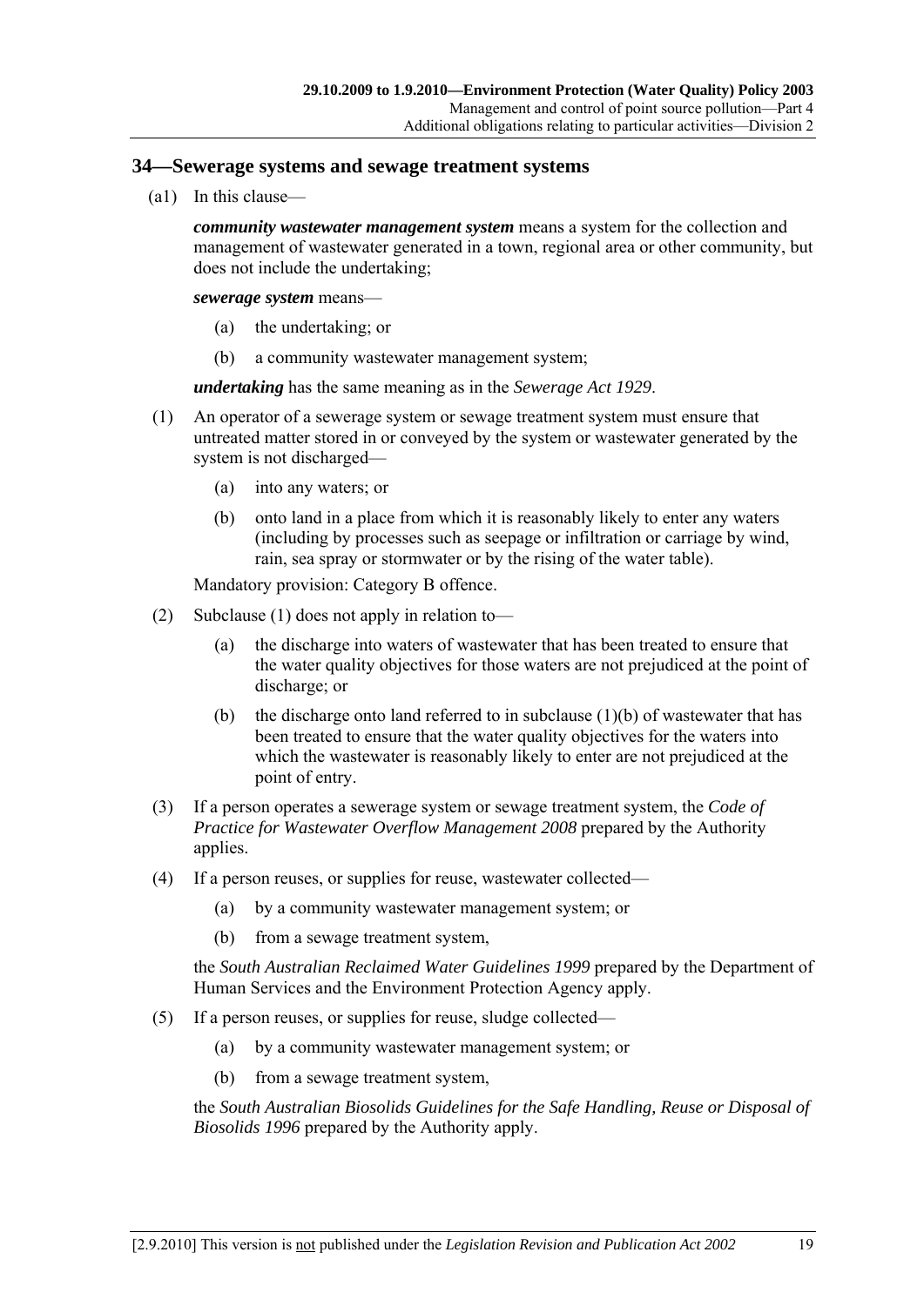## 34—Sewerage systems and sewage treatment systems

(a1) In this clause—

***community wastewater management system*** means a system for the collection and management of wastewater generated in a town, regional area or other community, but does not include the undertaking;

***sewerage system*** means—

- (a) the undertaking; or
- (b) a community wastewater management system;

***undertaking*** has the same meaning as in the *Sewerage Act 1929*.

(1) An operator of a sewerage system or sewage treatment system must ensure that untreated matter stored in or conveyed by the system or wastewater generated by the system is not discharged—

- (a) into any waters; or
- (b) onto land in a place from which it is reasonably likely to enter any waters (including by processes such as seepage or infiltration or carriage by wind, rain, sea spray or stormwater or by the rising of the water table).

Mandatory provision: Category B offence.

(2) Subclause (1) does not apply in relation to—

- (a) the discharge into waters of wastewater that has been treated to ensure that the water quality objectives for those waters are not prejudiced at the point of discharge; or
- (b) the discharge onto land referred to in subclause (1)(b) of wastewater that has been treated to ensure that the water quality objectives for the waters into which the wastewater is reasonably likely to enter are not prejudiced at the point of entry.

(3) If a person operates a sewerage system or sewage treatment system, the *Code of Practice for Wastewater Overflow Management 2008* prepared by the Authority applies.

(4) If a person reuses, or supplies for reuse, wastewater collected—

- (a) by a community wastewater management system; or
- (b) from a sewage treatment system,

the *South Australian Reclaimed Water Guidelines 1999* prepared by the Department of Human Services and the Environment Protection Agency apply.

(5) If a person reuses, or supplies for reuse, sludge collected—

- (a) by a community wastewater management system; or
- (b) from a sewage treatment system,

the *South Australian Biosolids Guidelines for the Safe Handling, Reuse or Disposal of Biosolids 1996* prepared by the Authority apply.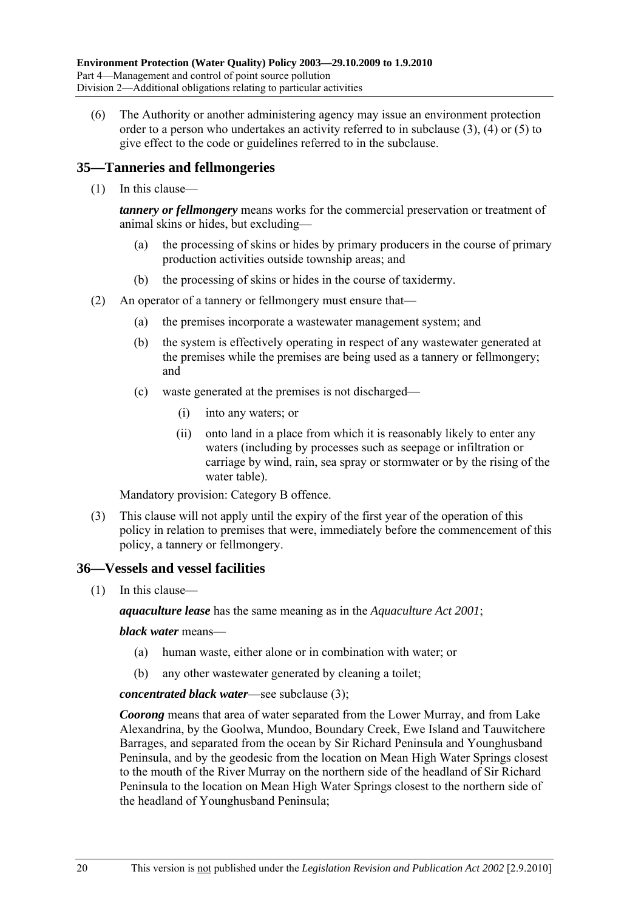(6) The Authority or another administering agency may issue an environment protection order to a person who undertakes an activity referred to in subclause (3), (4) or (5) to give effect to the code or guidelines referred to in the subclause.

## 35—Tanneries and fellmongeries

(1) In this clause—

***tannery or fellmongery*** means works for the commercial preservation or treatment of animal skins or hides, but excluding—

  (a) the processing of skins or hides by primary producers in the course of primary production activities outside township areas; and

  (b) the processing of skins or hides in the course of taxidermy.

(2) An operator of a tannery or fellmongery must ensure that—

  (a) the premises incorporate a wastewater management system; and

  (b) the system is effectively operating in respect of any wastewater generated at the premises while the premises are being used as a tannery or fellmongery; and

  (c) waste generated at the premises is not discharged—

    (i) into any waters; or

    (ii) onto land in a place from which it is reasonably likely to enter any waters (including by processes such as seepage or infiltration or carriage by wind, rain, sea spray or stormwater or by the rising of the water table).

Mandatory provision: Category B offence.

(3) This clause will not apply until the expiry of the first year of the operation of this policy in relation to premises that were, immediately before the commencement of this policy, a tannery or fellmongery.

## 36—Vessels and vessel facilities

(1) In this clause—

***aquaculture lease*** has the same meaning as in the *Aquaculture Act 2001*;

***black water*** means—

  (a) human waste, either alone or in combination with water; or

  (b) any other wastewater generated by cleaning a toilet;

***concentrated black water***—see subclause (3);

***Coorong*** means that area of water separated from the Lower Murray, and from Lake Alexandrina, by the Goolwa, Mundoo, Boundary Creek, Ewe Island and Tauwitchere Barrages, and separated from the ocean by Sir Richard Peninsula and Younghusband Peninsula, and by the geodesic from the location on Mean High Water Springs closest to the mouth of the River Murray on the northern side of the headland of Sir Richard Peninsula to the location on Mean High Water Springs closest to the northern side of the headland of Younghusband Peninsula;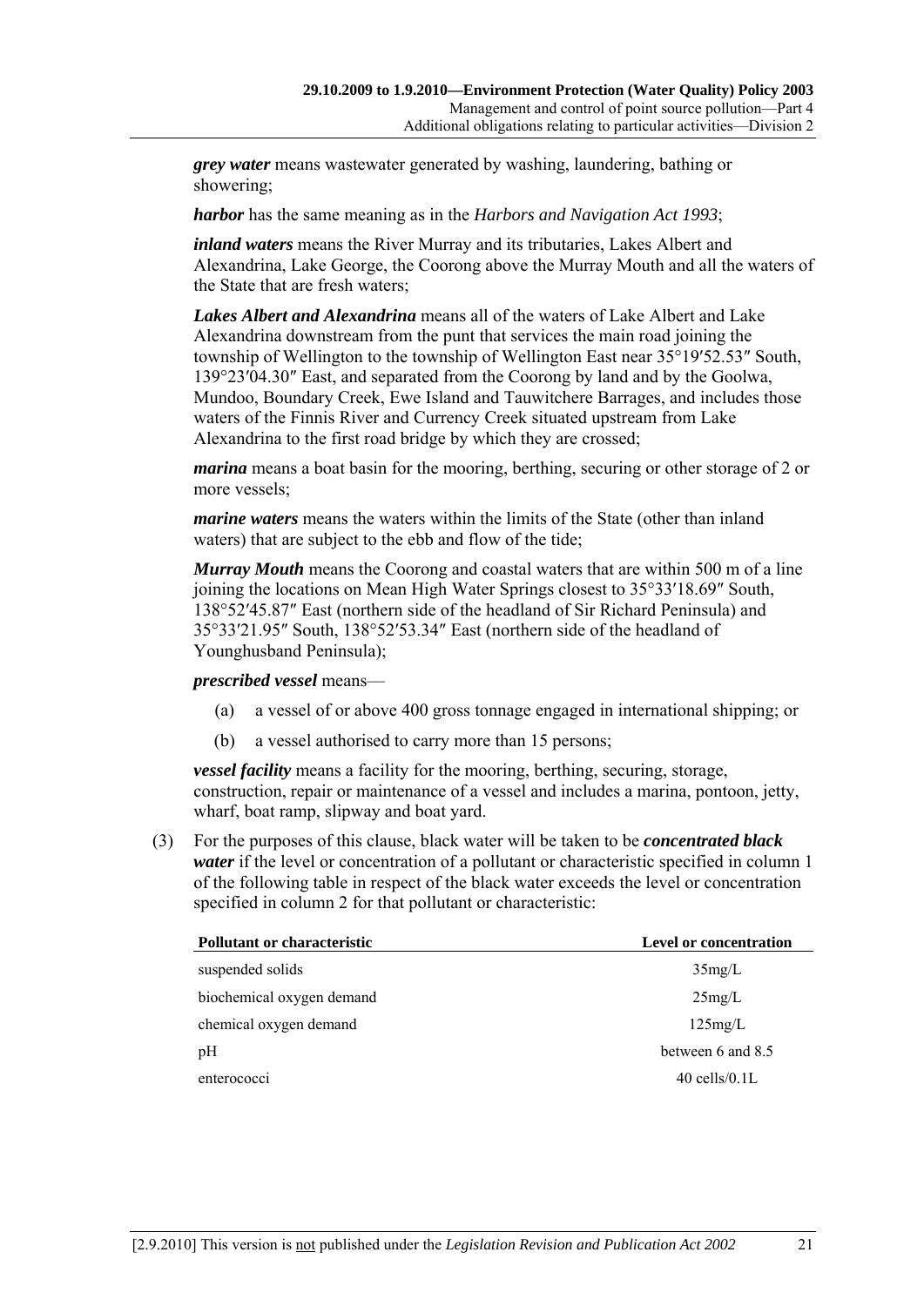***grey water*** means wastewater generated by washing, laundering, bathing or showering;

***harbor*** has the same meaning as in the *Harbors and Navigation Act 1993*;

***inland waters*** means the River Murray and its tributaries, Lakes Albert and Alexandrina, Lake George, the Coorong above the Murray Mouth and all the waters of the State that are fresh waters;

***Lakes Albert and Alexandrina*** means all of the waters of Lake Albert and Lake Alexandrina downstream from the punt that services the main road joining the township of Wellington to the township of Wellington East near 35°19′52.53″ South, 139°23′04.30″ East, and separated from the Coorong by land and by the Goolwa, Mundoo, Boundary Creek, Ewe Island and Tauwitchere Barrages, and includes those waters of the Finnis River and Currency Creek situated upstream from Lake Alexandrina to the first road bridge by which they are crossed;

***marina*** means a boat basin for the mooring, berthing, securing or other storage of 2 or more vessels;

***marine waters*** means the waters within the limits of the State (other than inland waters) that are subject to the ebb and flow of the tide;

***Murray Mouth*** means the Coorong and coastal waters that are within 500 m of a line joining the locations on Mean High Water Springs closest to 35°33′18.69″ South, 138°52′45.87″ East (northern side of the headland of Sir Richard Peninsula) and 35°33′21.95″ South, 138°52′53.34″ East (northern side of the headland of Younghusband Peninsula);

***prescribed vessel*** means—

(a) a vessel of or above 400 gross tonnage engaged in international shipping; or

(b) a vessel authorised to carry more than 15 persons;

***vessel facility*** means a facility for the mooring, berthing, securing, storage, construction, repair or maintenance of a vessel and includes a marina, pontoon, jetty, wharf, boat ramp, slipway and boat yard.

(3) For the purposes of this clause, black water will be taken to be ***concentrated black water*** if the level or concentration of a pollutant or characteristic specified in column 1 of the following table in respect of the black water exceeds the level or concentration specified in column 2 for that pollutant or characteristic:

| Pollutant or characteristic | Level or concentration |
|---|---|
| suspended solids | 35mg/L |
| biochemical oxygen demand | 25mg/L |
| chemical oxygen demand | 125mg/L |
| pH | between 6 and 8.5 |
| enterococci | 40 cells/0.1L |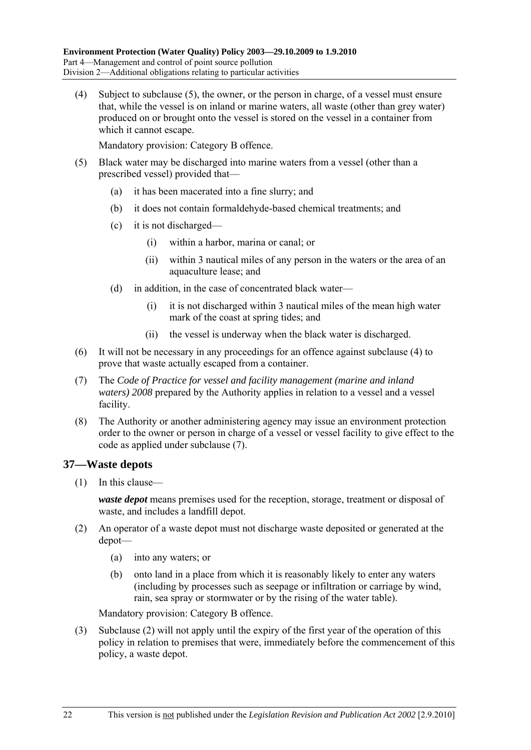(4) Subject to subclause (5), the owner, or the person in charge, of a vessel must ensure that, while the vessel is on inland or marine waters, all waste (other than grey water) produced on or brought onto the vessel is stored on the vessel in a container from which it cannot escape.

Mandatory provision: Category B offence.

(5) Black water may be discharged into marine waters from a vessel (other than a prescribed vessel) provided that—

(a) it has been macerated into a fine slurry; and

(b) it does not contain formaldehyde-based chemical treatments; and

(c) it is not discharged—

(i) within a harbor, marina or canal; or

(ii) within 3 nautical miles of any person in the waters or the area of an aquaculture lease; and

(d) in addition, in the case of concentrated black water—

(i) it is not discharged within 3 nautical miles of the mean high water mark of the coast at spring tides; and

(ii) the vessel is underway when the black water is discharged.

(6) It will not be necessary in any proceedings for an offence against subclause (4) to prove that waste actually escaped from a container.

(7) The *Code of Practice for vessel and facility management (marine and inland waters) 2008* prepared by the Authority applies in relation to a vessel and a vessel facility.

(8) The Authority or another administering agency may issue an environment protection order to the owner or person in charge of a vessel or vessel facility to give effect to the code as applied under subclause (7).

## 37—Waste depots

(1) In this clause—

***waste depot*** means premises used for the reception, storage, treatment or disposal of waste, and includes a landfill depot.

(2) An operator of a waste depot must not discharge waste deposited or generated at the depot—

(a) into any waters; or

(b) onto land in a place from which it is reasonably likely to enter any waters (including by processes such as seepage or infiltration or carriage by wind, rain, sea spray or stormwater or by the rising of the water table).

Mandatory provision: Category B offence.

(3) Subclause (2) will not apply until the expiry of the first year of the operation of this policy in relation to premises that were, immediately before the commencement of this policy, a waste depot.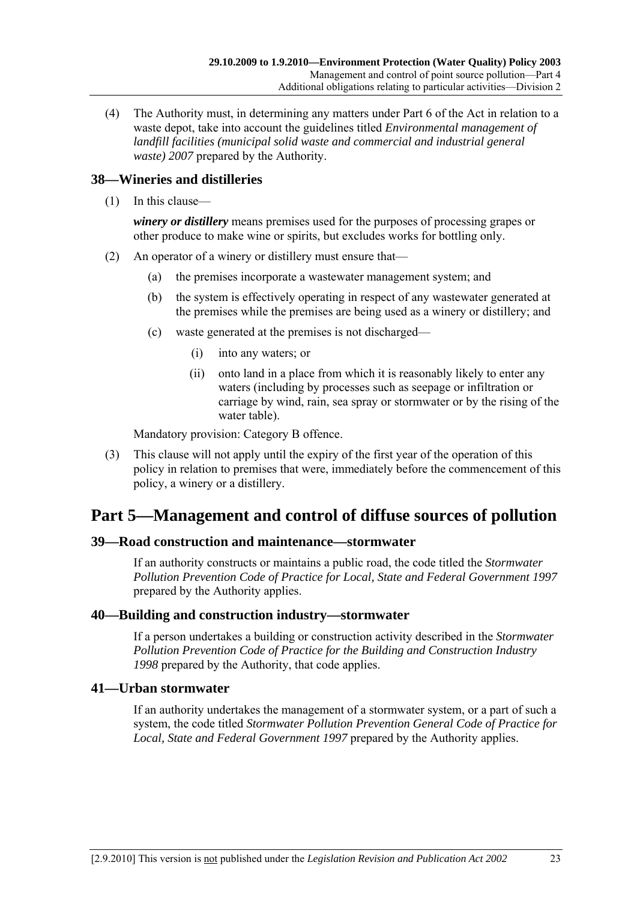(4) The Authority must, in determining any matters under Part 6 of the Act in relation to a waste depot, take into account the guidelines titled *Environmental management of landfill facilities (municipal solid waste and commercial and industrial general waste) 2007* prepared by the Authority.

### 38—Wineries and distilleries

(1) In this clause—

***winery or distillery*** means premises used for the purposes of processing grapes or other produce to make wine or spirits, but excludes works for bottling only.

(2) An operator of a winery or distillery must ensure that—

- (a) the premises incorporate a wastewater management system; and
- (b) the system is effectively operating in respect of any wastewater generated at the premises while the premises are being used as a winery or distillery; and
- (c) waste generated at the premises is not discharged—
  - (i) into any waters; or
  - (ii) onto land in a place from which it is reasonably likely to enter any waters (including by processes such as seepage or infiltration or carriage by wind, rain, sea spray or stormwater or by the rising of the water table).

Mandatory provision: Category B offence.

(3) This clause will not apply until the expiry of the first year of the operation of this policy in relation to premises that were, immediately before the commencement of this policy, a winery or a distillery.

## Part 5—Management and control of diffuse sources of pollution

### 39—Road construction and maintenance—stormwater

If an authority constructs or maintains a public road, the code titled the *Stormwater Pollution Prevention Code of Practice for Local, State and Federal Government 1997* prepared by the Authority applies.

### 40—Building and construction industry—stormwater

If a person undertakes a building or construction activity described in the *Stormwater Pollution Prevention Code of Practice for the Building and Construction Industry 1998* prepared by the Authority, that code applies.

### 41—Urban stormwater

If an authority undertakes the management of a stormwater system, or a part of such a system, the code titled *Stormwater Pollution Prevention General Code of Practice for Local, State and Federal Government 1997* prepared by the Authority applies.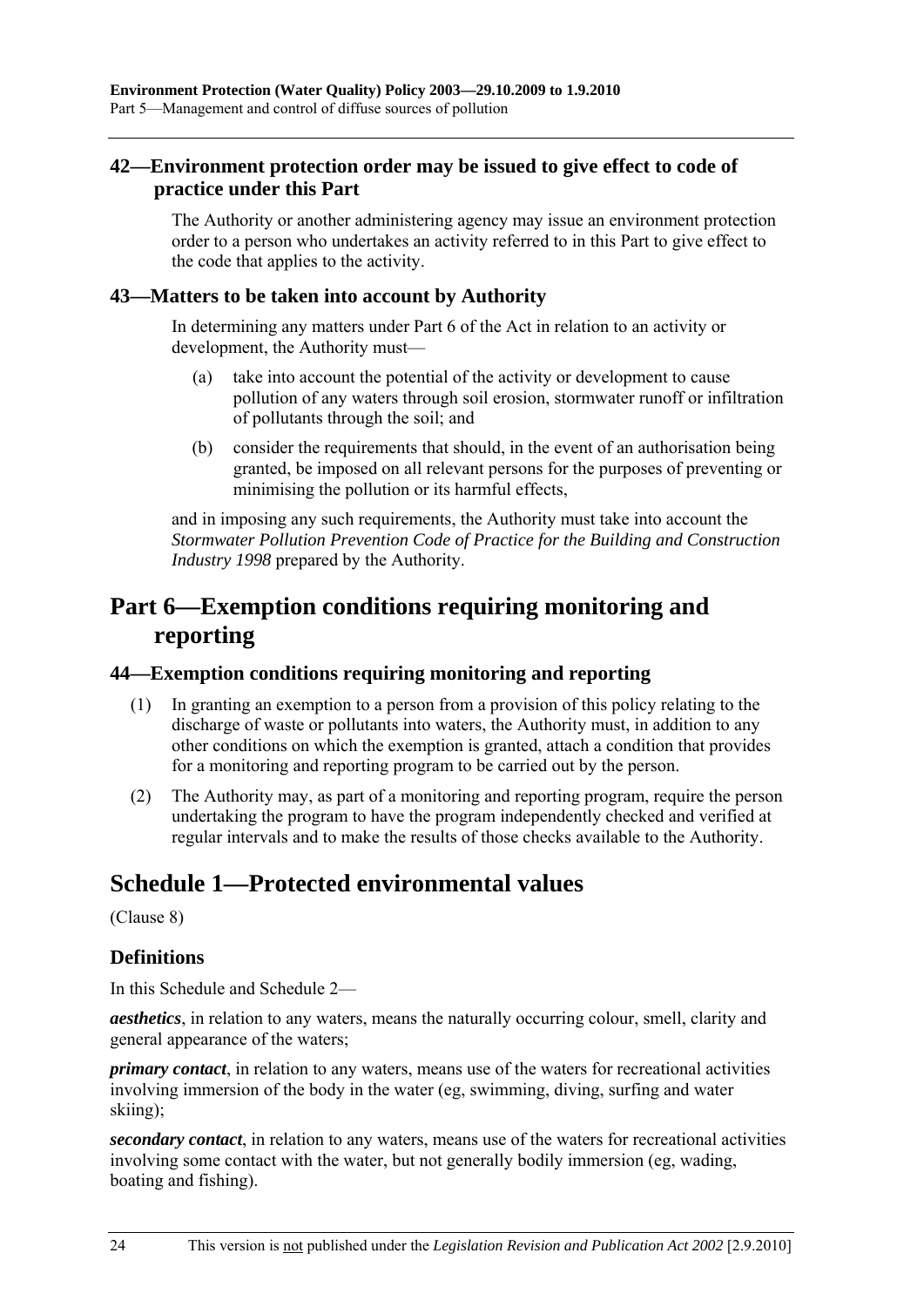### 42—Environment protection order may be issued to give effect to code of practice under this Part

The Authority or another administering agency may issue an environment protection order to a person who undertakes an activity referred to in this Part to give effect to the code that applies to the activity.

### 43—Matters to be taken into account by Authority

In determining any matters under Part 6 of the Act in relation to an activity or development, the Authority must—

(a) take into account the potential of the activity or development to cause pollution of any waters through soil erosion, stormwater runoff or infiltration of pollutants through the soil; and

(b) consider the requirements that should, in the event of an authorisation being granted, be imposed on all relevant persons for the purposes of preventing or minimising the pollution or its harmful effects,

and in imposing any such requirements, the Authority must take into account the *Stormwater Pollution Prevention Code of Practice for the Building and Construction Industry 1998* prepared by the Authority.

## Part 6—Exemption conditions requiring monitoring and reporting

### 44—Exemption conditions requiring monitoring and reporting

(1) In granting an exemption to a person from a provision of this policy relating to the discharge of waste or pollutants into waters, the Authority must, in addition to any other conditions on which the exemption is granted, attach a condition that provides for a monitoring and reporting program to be carried out by the person.

(2) The Authority may, as part of a monitoring and reporting program, require the person undertaking the program to have the program independently checked and verified at regular intervals and to make the results of those checks available to the Authority.

## Schedule 1—Protected environmental values

(Clause 8)

### Definitions

In this Schedule and Schedule 2—

***aesthetics***, in relation to any waters, means the naturally occurring colour, smell, clarity and general appearance of the waters;

***primary contact***, in relation to any waters, means use of the waters for recreational activities involving immersion of the body in the water (eg, swimming, diving, surfing and water skiing);

***secondary contact***, in relation to any waters, means use of the waters for recreational activities involving some contact with the water, but not generally bodily immersion (eg, wading, boating and fishing).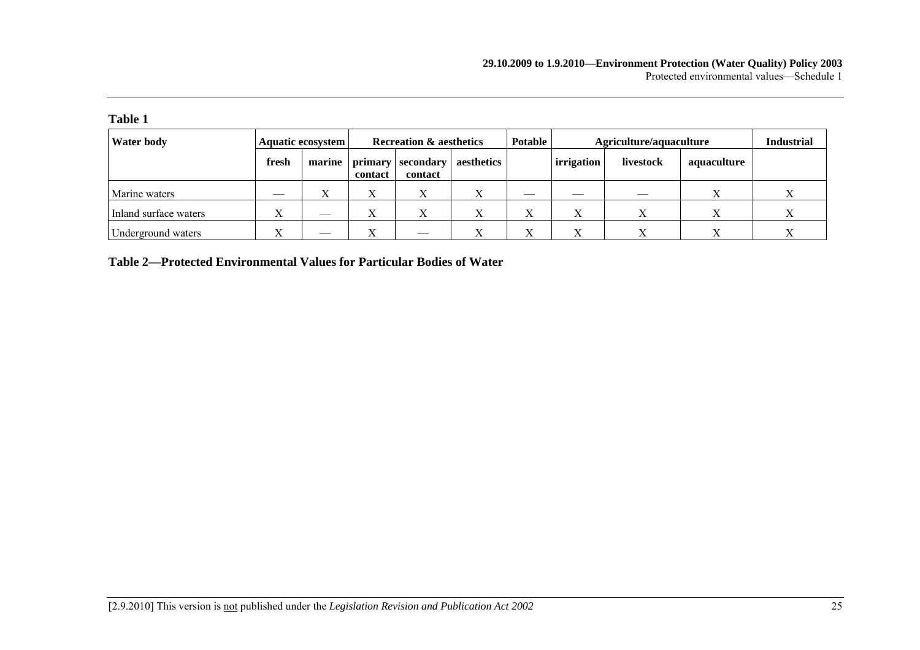**Table 1**

| Water body | Aquatic ecosystem | | Recreation & aesthetics | | | Potable | Agriculture/aquaculture | | | Industrial |
|---|---|---|---|---|---|---|---|---|---|---|
| | fresh | marine | primary contact | secondary contact | aesthetics | | irrigation | livestock | aquaculture | |
| Marine waters | — | X | X | X | X | — | — | — | X | X |
| Inland surface waters | X | — | X | X | X | X | X | X | X | X |
| Underground waters | X | — | X | — | X | X | X | X | X | X |

## Table 2—Protected Environmental Values for Particular Bodies of Water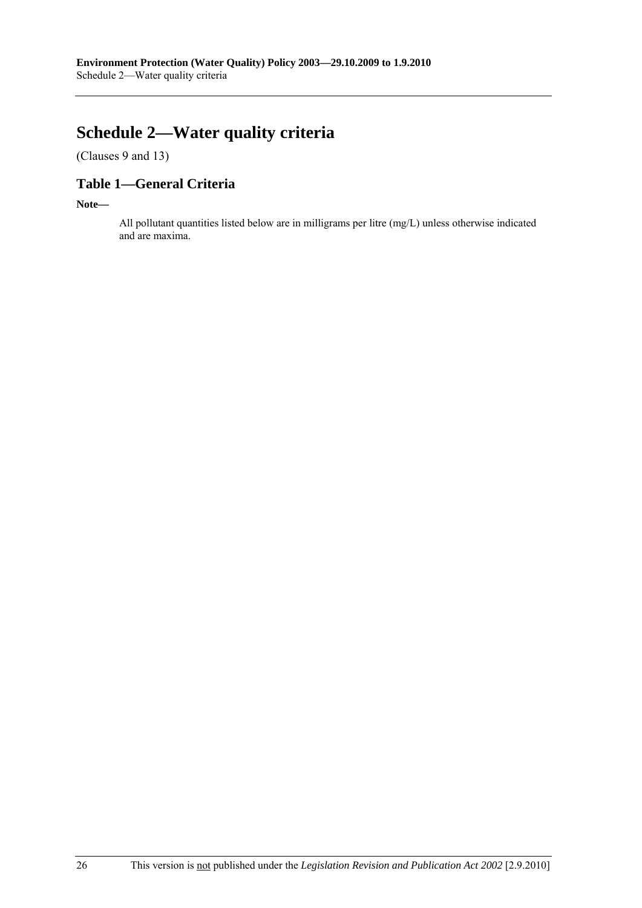# Schedule 2—Water quality criteria

(Clauses 9 and 13)

## Table 1—General Criteria

**Note—**

All pollutant quantities listed below are in milligrams per litre (mg/L) unless otherwise indicated and are maxima.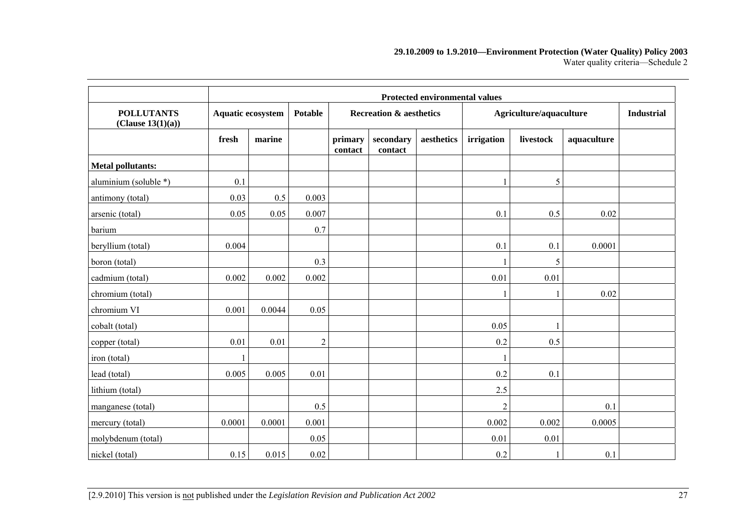| POLLUTANTS (Clause 13(1)(a)) | Protected environmental values | | | | | | | | | |
|---|---|---|---|---|---|---|---|---|---|---|
| | Aquatic ecosystem | | Potable | Recreation & aesthetics | | | Agriculture/aquaculture | | | Industrial |
| | fresh | marine | | primary contact | secondary contact | aesthetics | irrigation | livestock | aquaculture | |
| **Metal pollutants:** | | | | | | | | | | |
| aluminium (soluble *) | 0.1 | | | | | | 1 | 5 | | |
| antimony (total) | 0.03 | 0.5 | 0.003 | | | | | | | |
| arsenic (total) | 0.05 | 0.05 | 0.007 | | | | 0.1 | 0.5 | 0.02 | |
| barium | | | 0.7 | | | | | | | |
| beryllium (total) | 0.004 | | | | | | 0.1 | 0.1 | 0.0001 | |
| boron (total) | | | 0.3 | | | | 1 | 5 | | |
| cadmium (total) | 0.002 | 0.002 | 0.002 | | | | 0.01 | 0.01 | | |
| chromium (total) | | | | | | | 1 | 1 | 0.02 | |
| chromium VI | 0.001 | 0.0044 | 0.05 | | | | | | | |
| cobalt (total) | | | | | | | 0.05 | 1 | | |
| copper (total) | 0.01 | 0.01 | 2 | | | | 0.2 | 0.5 | | |
| iron (total) | 1 | | | | | | 1 | | | |
| lead (total) | 0.005 | 0.005 | 0.01 | | | | 0.2 | 0.1 | | |
| lithium (total) | | | | | | | 2.5 | | | |
| manganese (total) | | | 0.5 | | | | 2 | | 0.1 | |
| mercury (total) | 0.0001 | 0.0001 | 0.001 | | | | 0.002 | 0.002 | 0.0005 | |
| molybdenum (total) | | | 0.05 | | | | 0.01 | 0.01 | | |
| nickel (total) | 0.15 | 0.015 | 0.02 | | | | 0.2 | 1 | 0.1 | |

[2.9.2010] This version is not published under the *Legislation Revision and Publication Act 2002*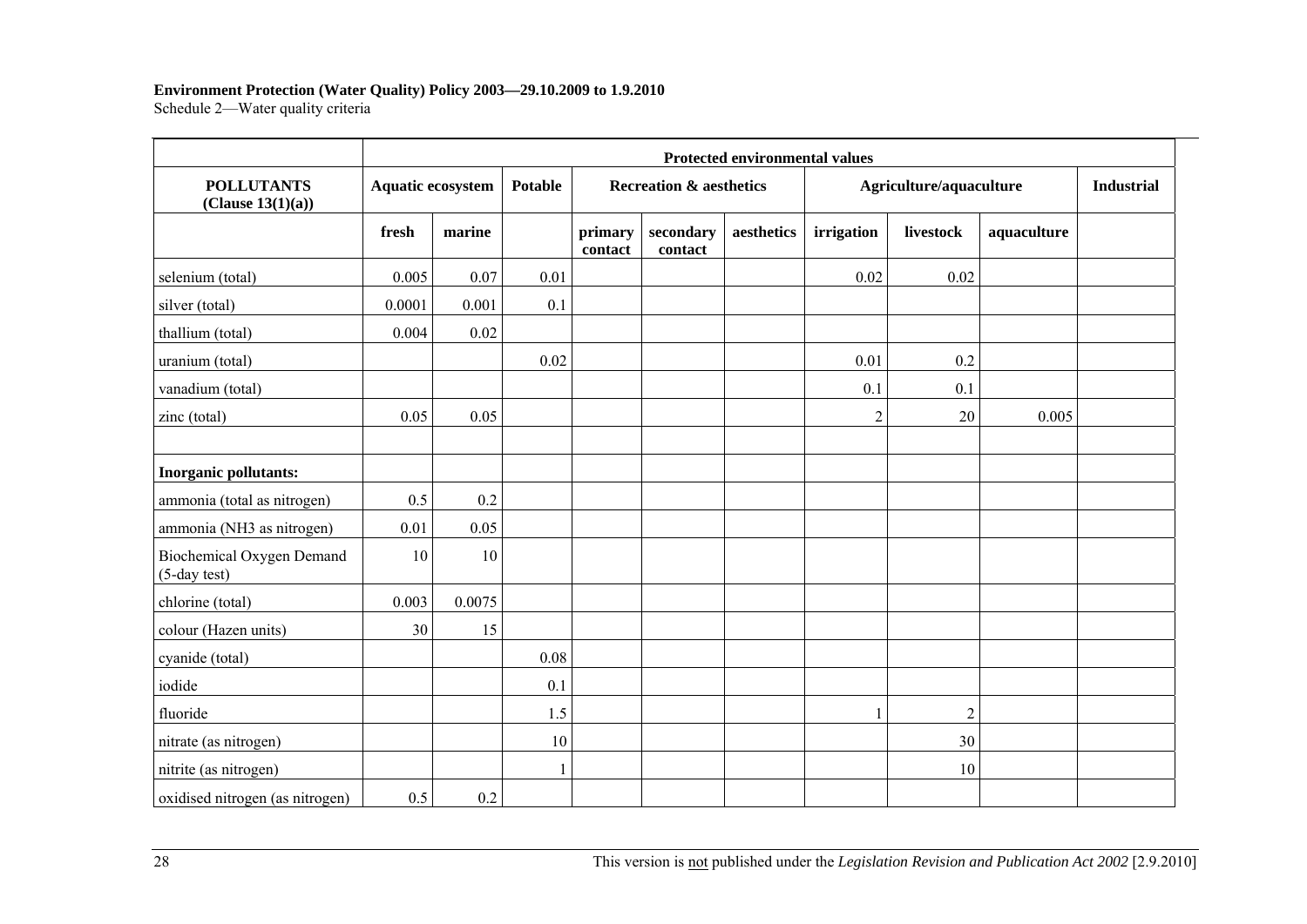| POLLUTANTS (Clause 13(1)(a)) | Protected environmental values | | | | | | | | | |
|---|---|---|---|---|---|---|---|---|---|---|
| | Aquatic ecosystem | | Potable | Recreation & aesthetics | | | Agriculture/aquaculture | | | Industrial |
| | fresh | marine | | primary contact | secondary contact | aesthetics | irrigation | livestock | aquaculture | |
| selenium (total) | 0.005 | 0.07 | 0.01 | | | | 0.02 | 0.02 | | |
| silver (total) | 0.0001 | 0.001 | 0.1 | | | | | | | |
| thallium (total) | 0.004 | 0.02 | | | | | | | | |
| uranium (total) | | | 0.02 | | | | 0.01 | 0.2 | | |
| vanadium (total) | | | | | | | 0.1 | 0.1 | | |
| zinc (total) | 0.05 | 0.05 | | | | | 2 | 20 | 0.005 | |
| | | | | | | | | | | |
| **Inorganic pollutants:** | | | | | | | | | | |
| ammonia (total as nitrogen) | 0.5 | 0.2 | | | | | | | | |
| ammonia (NH3 as nitrogen) | 0.01 | 0.05 | | | | | | | | |
| Biochemical Oxygen Demand (5-day test) | 10 | 10 | | | | | | | | |
| chlorine (total) | 0.003 | 0.0075 | | | | | | | | |
| colour (Hazen units) | 30 | 15 | | | | | | | | |
| cyanide (total) | | | 0.08 | | | | | | | |
| iodide | | | 0.1 | | | | | | | |
| fluoride | | | 1.5 | | | | 1 | 2 | | |
| nitrate (as nitrogen) | | | 10 | | | | | 30 | | |
| nitrite (as nitrogen) | | | 1 | | | | | 10 | | |
| oxidised nitrogen (as nitrogen) | 0.5 | 0.2 | | | | | | | | |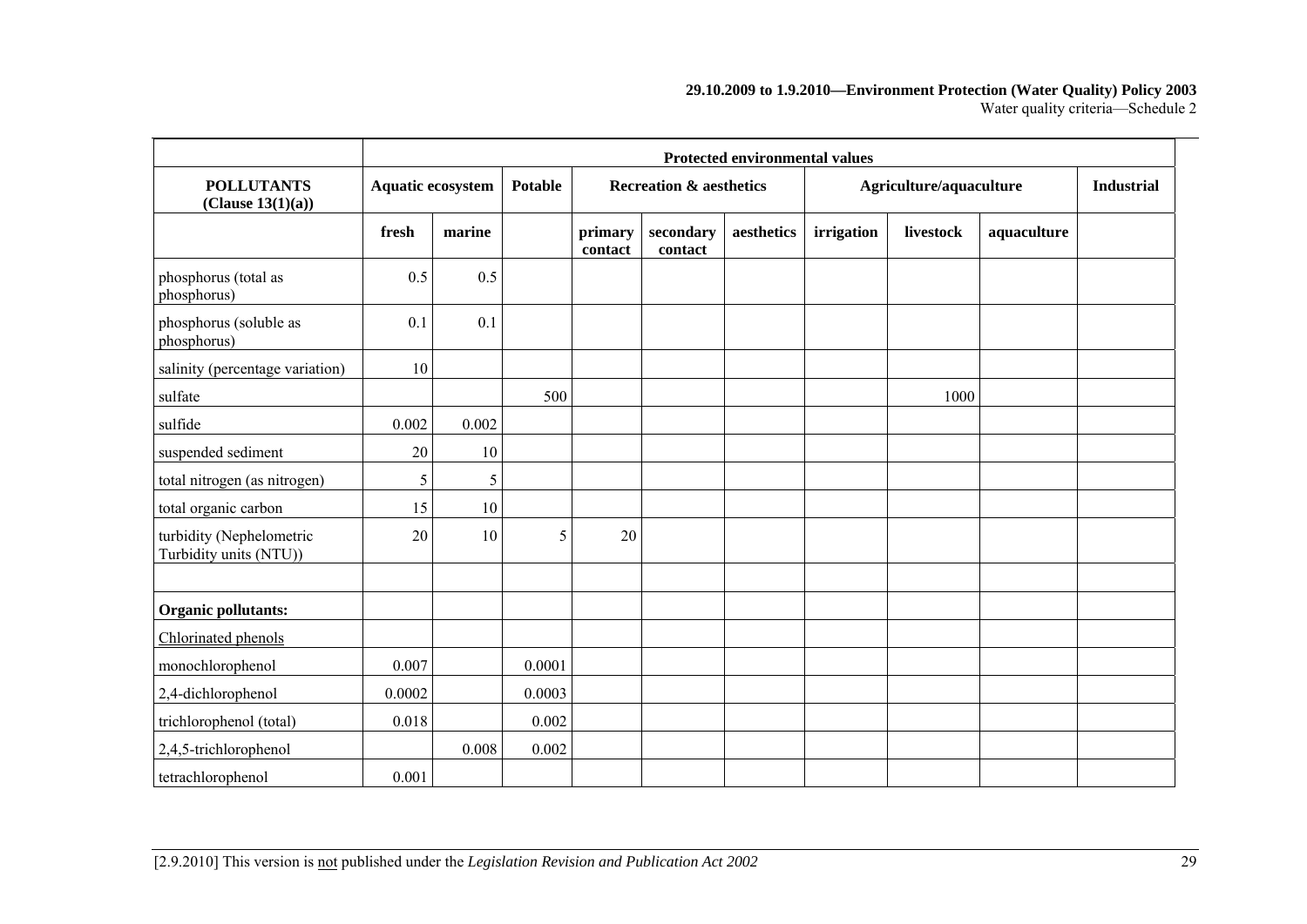| POLLUTANTS (Clause 13(1)(a)) | Protected environmental values | | | | | | | | | |
|---|---|---|---|---|---|---|---|---|---|---|
| | Aquatic ecosystem | | Potable | Recreation & aesthetics | | | Agriculture/aquaculture | | | Industrial |
| | fresh | marine | | primary contact | secondary contact | aesthetics | irrigation | livestock | aquaculture | |
| phosphorus (total as phosphorus) | 0.5 | 0.5 | | | | | | | | |
| phosphorus (soluble as phosphorus) | 0.1 | 0.1 | | | | | | | | |
| salinity (percentage variation) | 10 | | | | | | | | | |
| sulfate | | | 500 | | | | | 1000 | | |
| sulfide | 0.002 | 0.002 | | | | | | | | |
| suspended sediment | 20 | 10 | | | | | | | | |
| total nitrogen (as nitrogen) | 5 | 5 | | | | | | | | |
| total organic carbon | 15 | 10 | | | | | | | | |
| turbidity (Nephelometric Turbidity units (NTU)) | 20 | 10 | 5 | 20 | | | | | | |
| | | | | | | | | | | |
| **Organic pollutants:** | | | | | | | | | | |
| Chlorinated phenols | | | | | | | | | | |
| monochlorophenol | 0.007 | | 0.0001 | | | | | | | |
| 2,4-dichlorophenol | 0.0002 | | 0.0003 | | | | | | | |
| trichlorophenol (total) | 0.018 | | 0.002 | | | | | | | |
| 2,4,5-trichlorophenol | | 0.008 | 0.002 | | | | | | | |
| tetrachlorophenol | 0.001 | | | | | | | | | |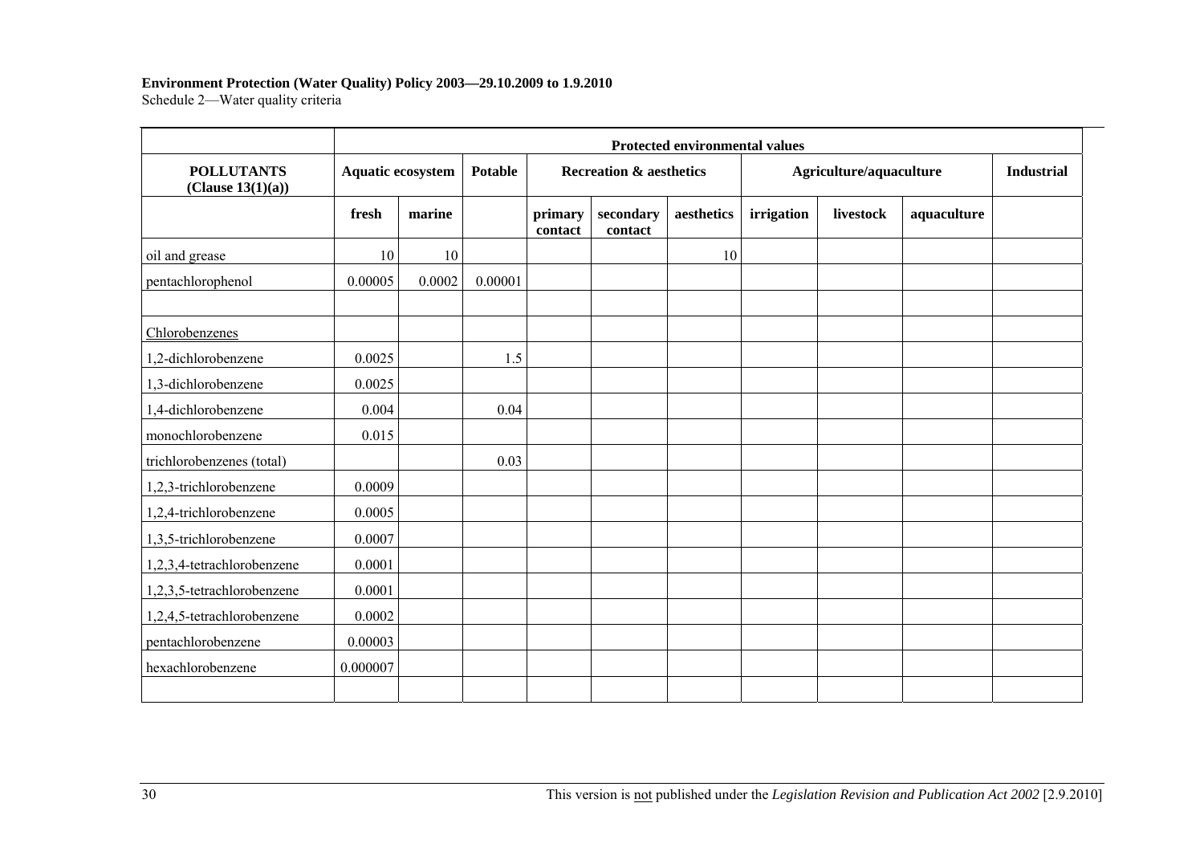**Environment Protection (Water Quality) Policy 2003—29.10.2009 to 1.9.2010**
Schedule 2—Water quality criteria

| | Protected environmental values | | | | | | | | | |
|---|---|---|---|---|---|---|---|---|---|---|
| **POLLUTANTS (Clause 13(1)(a))** | **Aquatic ecosystem** | | **Potable** | **Recreation & aesthetics** | | | **Agriculture/aquaculture** | | | **Industrial** |
| | **fresh** | **marine** | | **primary contact** | **secondary contact** | **aesthetics** | **irrigation** | **livestock** | **aquaculture** | |
| oil and grease | 10 | 10 | | | | 10 | | | | |
| pentachlorophenol | 0.00005 | 0.0002 | 0.00001 | | | | | | | |
| | | | | | | | | | | |
| Chlorobenzenes | | | | | | | | | | |
| 1,2-dichlorobenzene | 0.0025 | | 1.5 | | | | | | | |
| 1,3-dichlorobenzene | 0.0025 | | | | | | | | | |
| 1,4-dichlorobenzene | 0.004 | | 0.04 | | | | | | | |
| monochlorobenzene | 0.015 | | | | | | | | | |
| trichlorobenzenes (total) | | | 0.03 | | | | | | | |
| 1,2,3-trichlorobenzene | 0.0009 | | | | | | | | | |
| 1,2,4-trichlorobenzene | 0.0005 | | | | | | | | | |
| 1,3,5-trichlorobenzene | 0.0007 | | | | | | | | | |
| 1,2,3,4-tetrachlorobenzene | 0.0001 | | | | | | | | | |
| 1,2,3,5-tetrachlorobenzene | 0.0001 | | | | | | | | | |
| 1,2,4,5-tetrachlorobenzene | 0.0002 | | | | | | | | | |
| pentachlorobenzene | 0.00003 | | | | | | | | | |
| hexachlorobenzene | 0.000007 | | | | | | | | | |
| | | | | | | | | | | |

This version is not published under the *Legislation Revision and Publication Act 2002* [2.9.2010]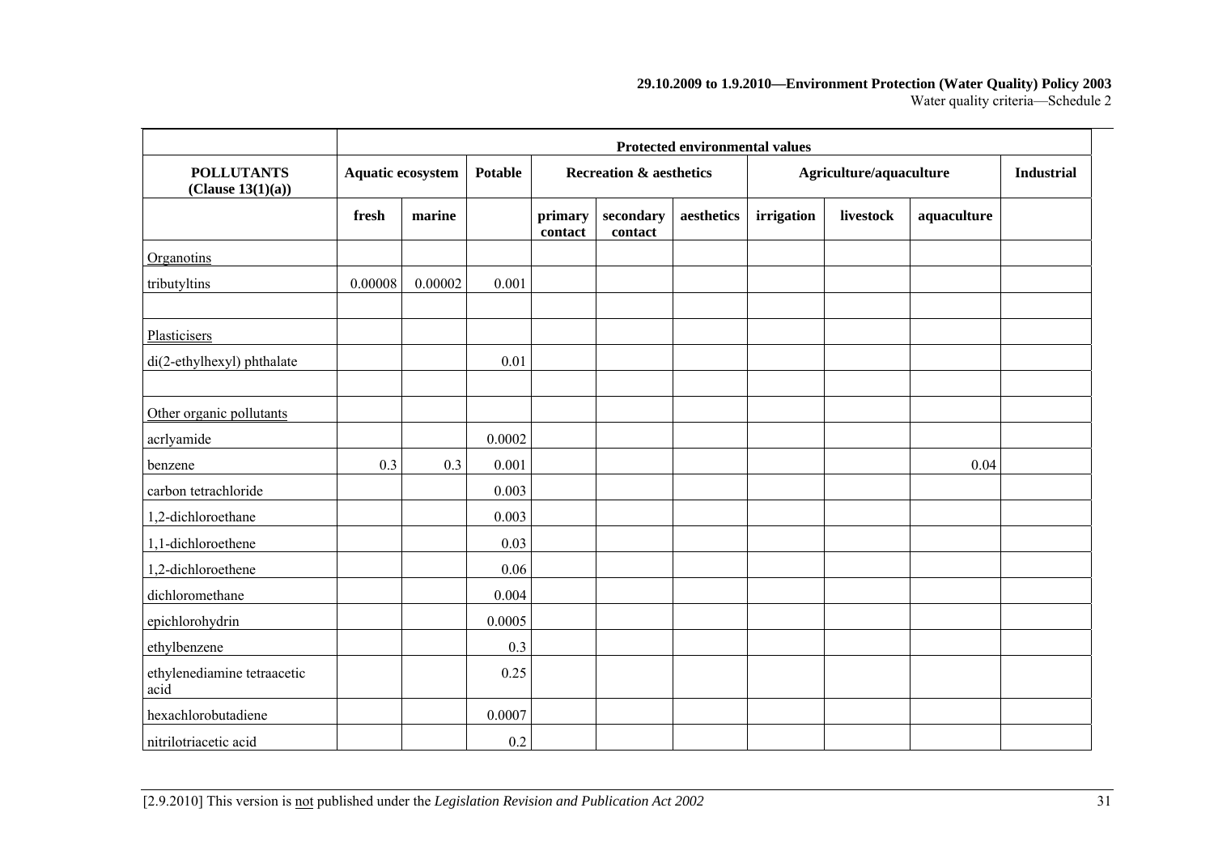| | Protected environmental values | | | | | | | | | |
|---|---|---|---|---|---|---|---|---|---|---|
| **POLLUTANTS (Clause 13(1)(a))** | **Aquatic ecosystem** | | **Potable** | **Recreation & aesthetics** | | | **Agriculture/aquaculture** | | | **Industrial** |
| | **fresh** | **marine** | | **primary contact** | **secondary contact** | **aesthetics** | **irrigation** | **livestock** | **aquaculture** | |
| Organotins | | | | | | | | | | |
| tributyltins | 0.00008 | 0.00002 | 0.001 | | | | | | | |
| | | | | | | | | | | |
| Plasticisers | | | | | | | | | | |
| di(2-ethylhexyl) phthalate | | | 0.01 | | | | | | | |
| | | | | | | | | | | |
| Other organic pollutants | | | | | | | | | | |
| acrlyamide | | | 0.0002 | | | | | | | |
| benzene | 0.3 | 0.3 | 0.001 | | | | | | 0.04 | |
| carbon tetrachloride | | | 0.003 | | | | | | | |
| 1,2-dichloroethane | | | 0.003 | | | | | | | |
| 1,1-dichloroethene | | | 0.03 | | | | | | | |
| 1,2-dichloroethene | | | 0.06 | | | | | | | |
| dichloromethane | | | 0.004 | | | | | | | |
| epichlorohydrin | | | 0.0005 | | | | | | | |
| ethylbenzene | | | 0.3 | | | | | | | |
| ethylenediamine tetraacetic acid | | | 0.25 | | | | | | | |
| hexachlorobutadiene | | | 0.0007 | | | | | | | |
| nitrilotriacetic acid | | | 0.2 | | | | | | | |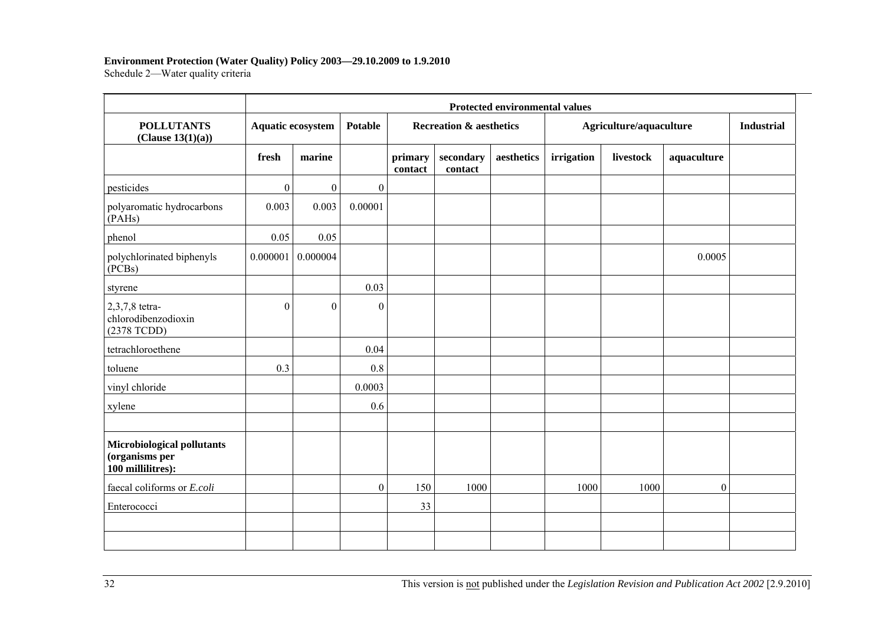**Environment Protection (Water Quality) Policy 2003—29.10.2009 to 1.9.2010**
Schedule 2—Water quality criteria

| | Protected environmental values | | | | | | | | | |
|---|---|---|---|---|---|---|---|---|---|---|
| **POLLUTANTS (Clause 13(1)(a))** | **Aquatic ecosystem** | | **Potable** | **Recreation & aesthetics** | | | **Agriculture/aquaculture** | | | **Industrial** |
| | **fresh** | **marine** | | **primary contact** | **secondary contact** | **aesthetics** | **irrigation** | **livestock** | **aquaculture** | |
| pesticides | 0 | 0 | 0 | | | | | | | |
| polyaromatic hydrocarbons (PAHs) | 0.003 | 0.003 | 0.00001 | | | | | | | |
| phenol | 0.05 | 0.05 | | | | | | | | |
| polychlorinated biphenyls (PCBs) | 0.000001 | 0.000004 | | | | | | | 0.0005 | |
| styrene | | | 0.03 | | | | | | | |
| 2,3,7,8 tetra-chlorodibenzodioxin (2378 TCDD) | 0 | 0 | 0 | | | | | | | |
| tetrachloroethene | | | 0.04 | | | | | | | |
| toluene | 0.3 | | 0.8 | | | | | | | |
| vinyl chloride | | | 0.0003 | | | | | | | |
| xylene | | | 0.6 | | | | | | | |
| | | | | | | | | | | |
| **Microbiological pollutants (organisms per 100 millilitres):** | | | | | | | | | | |
| faecal coliforms or *E.coli* | | | 0 | 150 | 1000 | | 1000 | 1000 | 0 | |
| Enterococci | | | | 33 | | | | | | |
| | | | | | | | | | | |
| | | | | | | | | | | |

This version is not published under the *Legislation Revision and Publication Act 2002* [2.9.2010]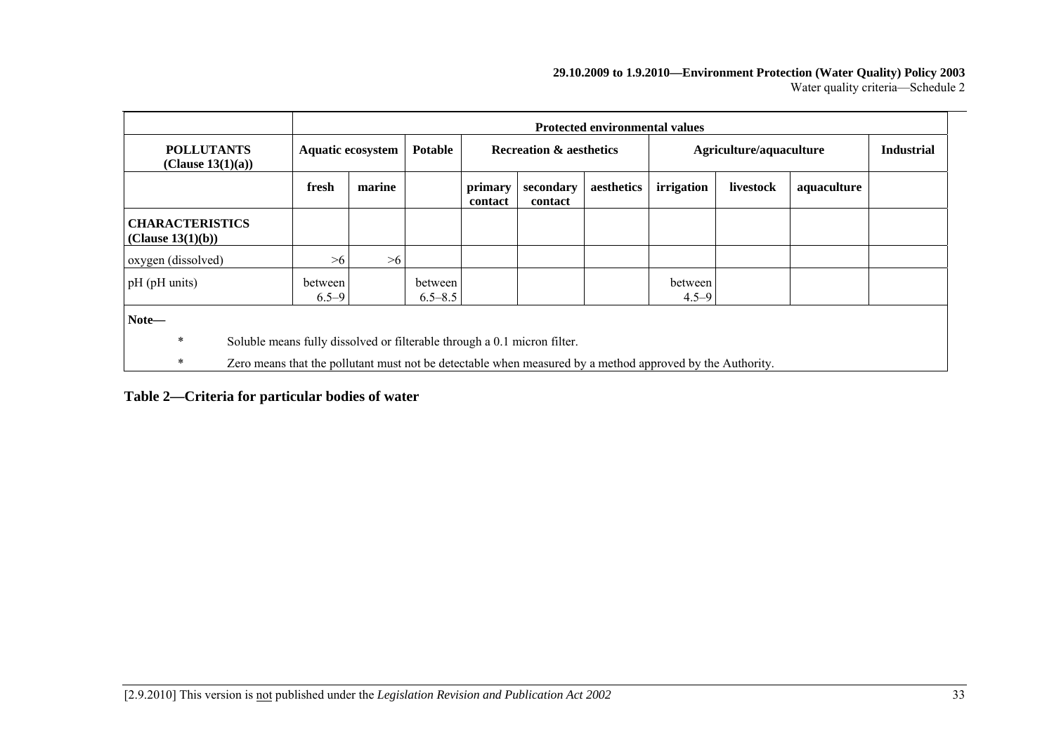| | Protected environmental values | | | | | | | | | |
|---|---|---|---|---|---|---|---|---|---|---|
| **POLLUTANTS (Clause 13(1)(a))** | **Aquatic ecosystem** | | **Potable** | **Recreation & aesthetics** | | | **Agriculture/aquaculture** | | | **Industrial** |
| | **fresh** | **marine** | | **primary contact** | **secondary contact** | **aesthetics** | **irrigation** | **livestock** | **aquaculture** | |
| **CHARACTERISTICS (Clause 13(1)(b))** | | | | | | | | | | |
| oxygen (dissolved) | >6 | >6 | | | | | | | | |
| pH (pH units) | between 6.5–9 | | between 6.5–8.5 | | | | between 4.5–9 | | | |

**Note—**

\* Soluble means fully dissolved or filterable through a 0.1 micron filter.

\* Zero means that the pollutant must not be detectable when measured by a method approved by the Authority.

## Table 2—Criteria for particular bodies of water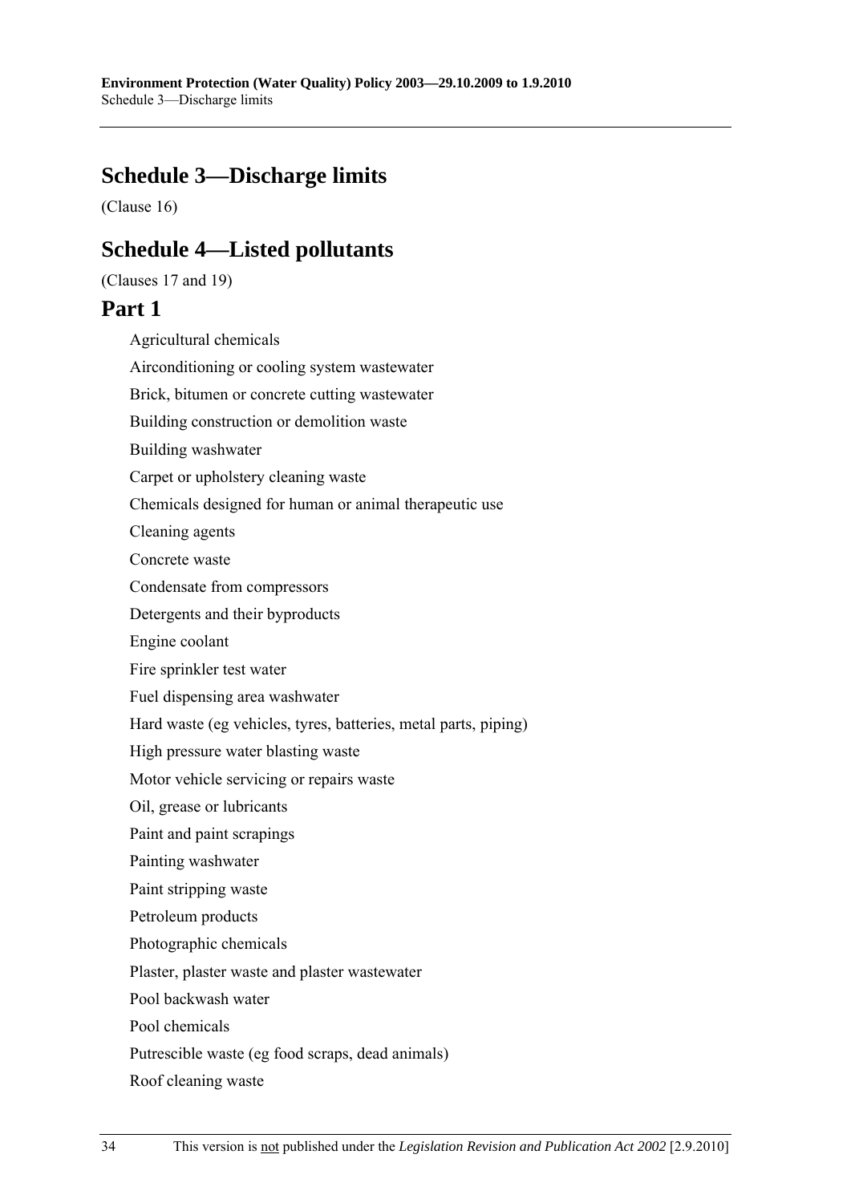## Schedule 3—Discharge limits

(Clause 16)

## Schedule 4—Listed pollutants

(Clauses 17 and 19)

### Part 1

Agricultural chemicals

Airconditioning or cooling system wastewater

Brick, bitumen or concrete cutting wastewater

Building construction or demolition waste

Building washwater

Carpet or upholstery cleaning waste

Chemicals designed for human or animal therapeutic use

Cleaning agents

Concrete waste

Condensate from compressors

Detergents and their byproducts

Engine coolant

Fire sprinkler test water

Fuel dispensing area washwater

Hard waste (eg vehicles, tyres, batteries, metal parts, piping)

High pressure water blasting waste

Motor vehicle servicing or repairs waste

Oil, grease or lubricants

Paint and paint scrapings

Painting washwater

Paint stripping waste

Petroleum products

Photographic chemicals

Plaster, plaster waste and plaster wastewater

Pool backwash water

Pool chemicals

Putrescible waste (eg food scraps, dead animals)

Roof cleaning waste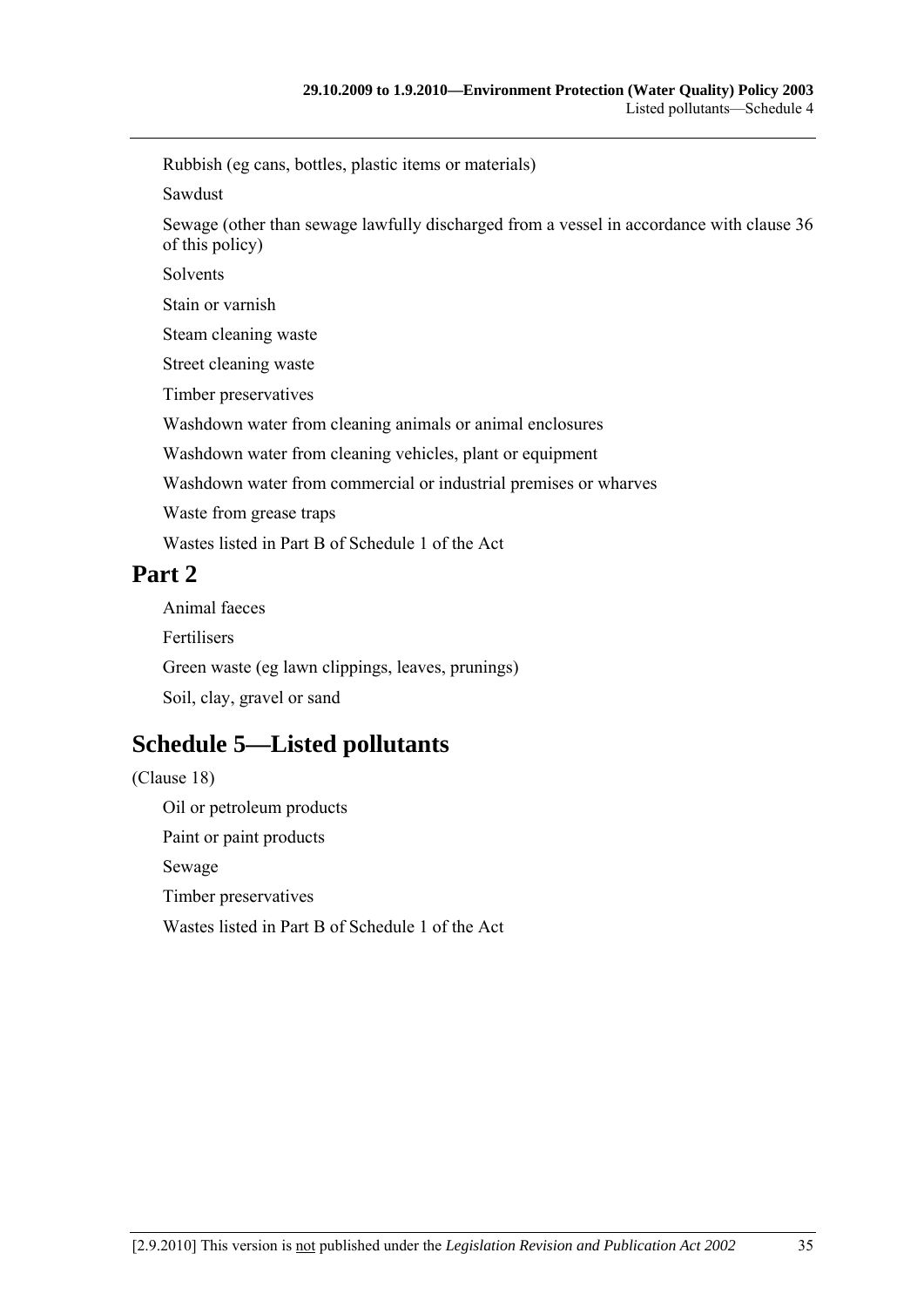Rubbish (eg cans, bottles, plastic items or materials)

Sawdust

Sewage (other than sewage lawfully discharged from a vessel in accordance with clause 36 of this policy)

Solvents

Stain or varnish

Steam cleaning waste

Street cleaning waste

Timber preservatives

Washdown water from cleaning animals or animal enclosures

Washdown water from cleaning vehicles, plant or equipment

Washdown water from commercial or industrial premises or wharves

Waste from grease traps

Wastes listed in Part B of Schedule 1 of the Act

## Part 2

Animal faeces

Fertilisers

Green waste (eg lawn clippings, leaves, prunings)

Soil, clay, gravel or sand

# Schedule 5—Listed pollutants

(Clause 18)

Oil or petroleum products

Paint or paint products

Sewage

Timber preservatives

Wastes listed in Part B of Schedule 1 of the Act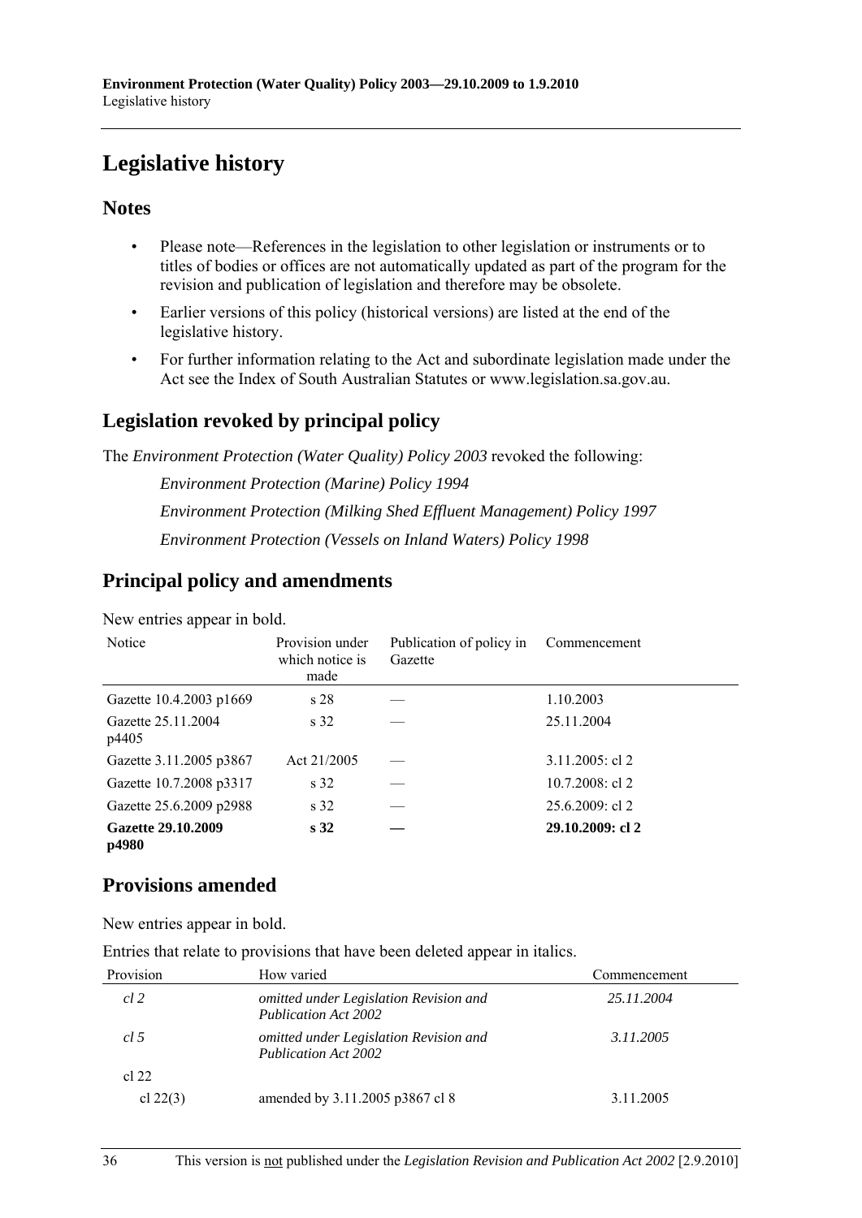# Legislative history

## Notes

- Please note—References in the legislation to other legislation or instruments or to titles of bodies or offices are not automatically updated as part of the program for the revision and publication of legislation and therefore may be obsolete.
- Earlier versions of this policy (historical versions) are listed at the end of the legislative history.
- For further information relating to the Act and subordinate legislation made under the Act see the Index of South Australian Statutes or www.legislation.sa.gov.au.

## Legislation revoked by principal policy

The *Environment Protection (Water Quality) Policy 2003* revoked the following:

*Environment Protection (Marine) Policy 1994*

*Environment Protection (Milking Shed Effluent Management) Policy 1997*

*Environment Protection (Vessels on Inland Waters) Policy 1998*

## Principal policy and amendments

New entries appear in bold.

| Notice | Provision under which notice is made | Publication of policy in Gazette | Commencement |
|---|---|---|---|
| Gazette 10.4.2003 p1669 | s 28 | — | 1.10.2003 |
| Gazette 25.11.2004 p4405 | s 32 | — | 25.11.2004 |
| Gazette 3.11.2005 p3867 | Act 21/2005 | — | 3.11.2005: cl 2 |
| Gazette 10.7.2008 p3317 | s 32 | — | 10.7.2008: cl 2 |
| Gazette 25.6.2009 p2988 | s 32 | — | 25.6.2009: cl 2 |
| **Gazette 29.10.2009 p4980** | **s 32** | **—** | **29.10.2009: cl 2** |

## Provisions amended

New entries appear in bold.

Entries that relate to provisions that have been deleted appear in italics.

| Provision | How varied | Commencement |
|---|---|---|
| *cl 2* | *omitted under Legislation Revision and Publication Act 2002* | *25.11.2004* |
| *cl 5* | *omitted under Legislation Revision and Publication Act 2002* | *3.11.2005* |
| cl 22 | | |
| cl 22(3) | amended by 3.11.2005 p3867 cl 8 | 3.11.2005 |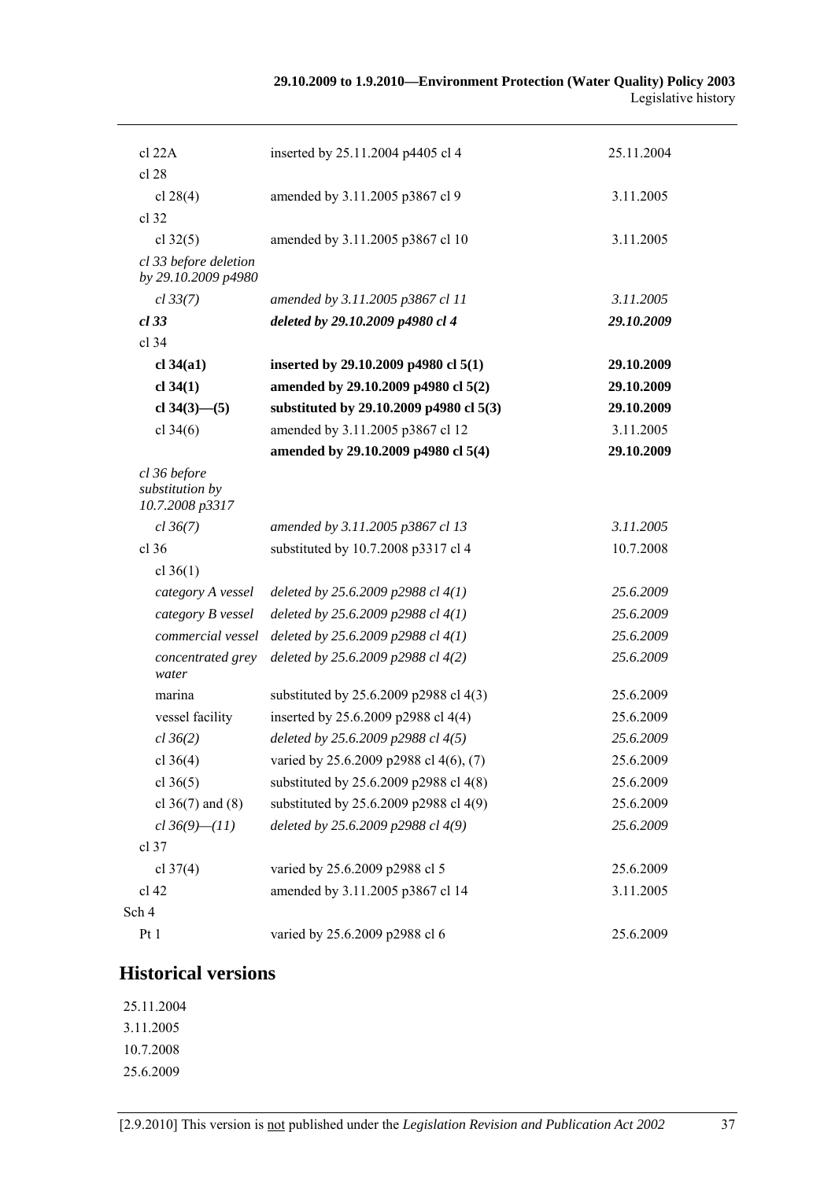| | | |
|---|---|---|
| cl 22A | inserted by 25.11.2004 p4405 cl 4 | 25.11.2004 |
| cl 28 | | |
| cl 28(4) | amended by 3.11.2005 p3867 cl 9 | 3.11.2005 |
| cl 32 | | |
| cl 32(5) | amended by 3.11.2005 p3867 cl 10 | 3.11.2005 |
| *cl 33 before deletion by 29.10.2009 p4980* | | |
| *cl 33(7)* | *amended by 3.11.2005 p3867 cl 11* | *3.11.2005* |
| ***cl 33*** | ***deleted by 29.10.2009 p4980 cl 4*** | ***29.10.2009*** |
| cl 34 | | |
| **cl 34(a1)** | **inserted by 29.10.2009 p4980 cl 5(1)** | **29.10.2009** |
| **cl 34(1)** | **amended by 29.10.2009 p4980 cl 5(2)** | **29.10.2009** |
| **cl 34(3)—(5)** | **substituted by 29.10.2009 p4980 cl 5(3)** | **29.10.2009** |
| cl 34(6) | amended by 3.11.2005 p3867 cl 12 | 3.11.2005 |
| | **amended by 29.10.2009 p4980 cl 5(4)** | **29.10.2009** |
| *cl 36 before substitution by 10.7.2008 p3317* | | |
| *cl 36(7)* | *amended by 3.11.2005 p3867 cl 13* | *3.11.2005* |
| cl 36 | substituted by 10.7.2008 p3317 cl 4 | 10.7.2008 |
| cl 36(1) | | |
| *category A vessel* | *deleted by 25.6.2009 p2988 cl 4(1)* | *25.6.2009* |
| *category B vessel* | *deleted by 25.6.2009 p2988 cl 4(1)* | *25.6.2009* |
| *commercial vessel* | *deleted by 25.6.2009 p2988 cl 4(1)* | *25.6.2009* |
| *concentrated grey water* | *deleted by 25.6.2009 p2988 cl 4(2)* | *25.6.2009* |
| marina | substituted by 25.6.2009 p2988 cl 4(3) | 25.6.2009 |
| vessel facility | inserted by 25.6.2009 p2988 cl 4(4) | 25.6.2009 |
| *cl 36(2)* | *deleted by 25.6.2009 p2988 cl 4(5)* | *25.6.2009* |
| cl 36(4) | varied by 25.6.2009 p2988 cl 4(6), (7) | 25.6.2009 |
| cl 36(5) | substituted by 25.6.2009 p2988 cl 4(8) | 25.6.2009 |
| cl 36(7) and (8) | substituted by 25.6.2009 p2988 cl 4(9) | 25.6.2009 |
| *cl 36(9)—(11)* | *deleted by 25.6.2009 p2988 cl 4(9)* | *25.6.2009* |
| cl 37 | | |
| cl 37(4) | varied by 25.6.2009 p2988 cl 5 | 25.6.2009 |
| cl 42 | amended by 3.11.2005 p3867 cl 14 | 3.11.2005 |
| Sch 4 | | |
| Pt 1 | varied by 25.6.2009 p2988 cl 6 | 25.6.2009 |

## Historical versions

25.11.2004

3.11.2005

10.7.2008

25.6.2009